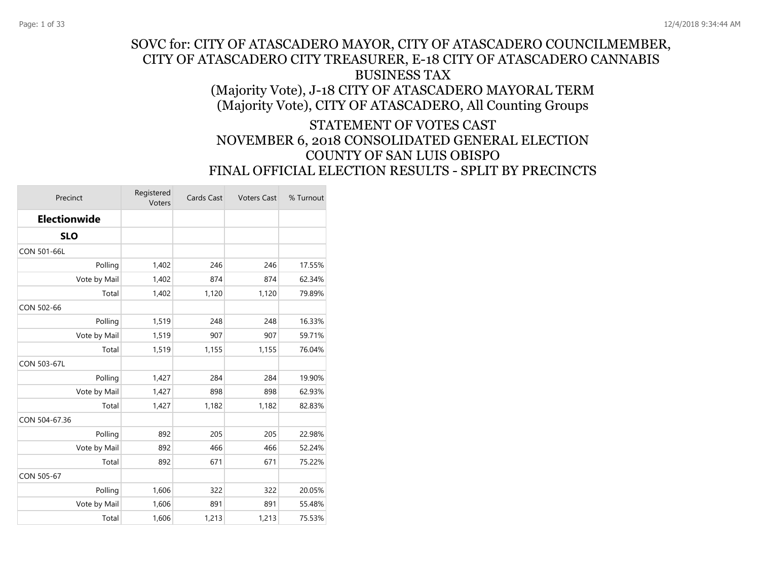# SOVC for: CITY OF ATASCADERO MAYOR, CITY OF ATASCADERO COUNCILMEMBER, CITY OF ATASCADERO CITY TREASURER, E-18 CITY OF ATASCADERO CANNABIS BUSINESS TAX (Majority Vote), J-18 CITY OF ATASCADERO MAYORAL TERM (Majority Vote), CITY OF ATASCADERO, All Counting Groups

## STATEMENT OF VOTES CAST
## NOVEMBER 6, 2018 CONSOLIDATED GENERAL ELECTION
## COUNTY OF SAN LUIS OBISPO
## FINAL OFFICIAL ELECTION RESULTS - SPLIT BY PRECINCTS

| Precinct | Registered Voters | Cards Cast | Voters Cast | % Turnout |
|---|---|---|---|---|
| **Electionwide** | | | | |
| **SLO** | | | | |
| CON 501-66L | | | | |
| Polling | 1,402 | 246 | 246 | 17.55% |
| Vote by Mail | 1,402 | 874 | 874 | 62.34% |
| Total | 1,402 | 1,120 | 1,120 | 79.89% |
| CON 502-66 | | | | |
| Polling | 1,519 | 248 | 248 | 16.33% |
| Vote by Mail | 1,519 | 907 | 907 | 59.71% |
| Total | 1,519 | 1,155 | 1,155 | 76.04% |
| CON 503-67L | | | | |
| Polling | 1,427 | 284 | 284 | 19.90% |
| Vote by Mail | 1,427 | 898 | 898 | 62.93% |
| Total | 1,427 | 1,182 | 1,182 | 82.83% |
| CON 504-67.36 | | | | |
| Polling | 892 | 205 | 205 | 22.98% |
| Vote by Mail | 892 | 466 | 466 | 52.24% |
| Total | 892 | 671 | 671 | 75.22% |
| CON 505-67 | | | | |
| Polling | 1,606 | 322 | 322 | 20.05% |
| Vote by Mail | 1,606 | 891 | 891 | 55.48% |
| Total | 1,606 | 1,213 | 1,213 | 75.53% |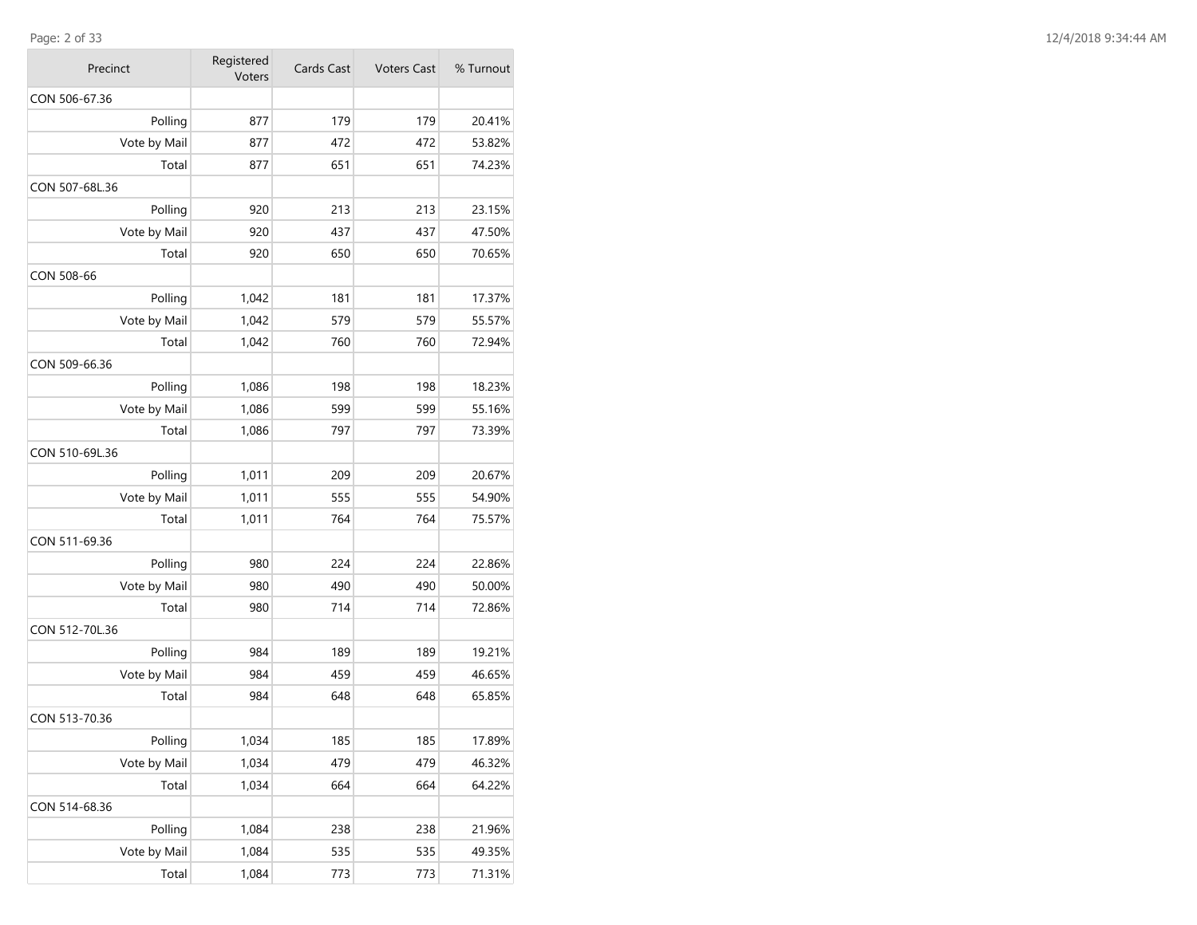| Precinct | Registered Voters | Cards Cast | Voters Cast | % Turnout |
|---|---|---|---|---|
| CON 506-67.36 | | | | |
| Polling | 877 | 179 | 179 | 20.41% |
| Vote by Mail | 877 | 472 | 472 | 53.82% |
| Total | 877 | 651 | 651 | 74.23% |
| CON 507-68L.36 | | | | |
| Polling | 920 | 213 | 213 | 23.15% |
| Vote by Mail | 920 | 437 | 437 | 47.50% |
| Total | 920 | 650 | 650 | 70.65% |
| CON 508-66 | | | | |
| Polling | 1,042 | 181 | 181 | 17.37% |
| Vote by Mail | 1,042 | 579 | 579 | 55.57% |
| Total | 1,042 | 760 | 760 | 72.94% |
| CON 509-66.36 | | | | |
| Polling | 1,086 | 198 | 198 | 18.23% |
| Vote by Mail | 1,086 | 599 | 599 | 55.16% |
| Total | 1,086 | 797 | 797 | 73.39% |
| CON 510-69L.36 | | | | |
| Polling | 1,011 | 209 | 209 | 20.67% |
| Vote by Mail | 1,011 | 555 | 555 | 54.90% |
| Total | 1,011 | 764 | 764 | 75.57% |
| CON 511-69.36 | | | | |
| Polling | 980 | 224 | 224 | 22.86% |
| Vote by Mail | 980 | 490 | 490 | 50.00% |
| Total | 980 | 714 | 714 | 72.86% |
| CON 512-70L.36 | | | | |
| Polling | 984 | 189 | 189 | 19.21% |
| Vote by Mail | 984 | 459 | 459 | 46.65% |
| Total | 984 | 648 | 648 | 65.85% |
| CON 513-70.36 | | | | |
| Polling | 1,034 | 185 | 185 | 17.89% |
| Vote by Mail | 1,034 | 479 | 479 | 46.32% |
| Total | 1,034 | 664 | 664 | 64.22% |
| CON 514-68.36 | | | | |
| Polling | 1,084 | 238 | 238 | 21.96% |
| Vote by Mail | 1,084 | 535 | 535 | 49.35% |
| Total | 1,084 | 773 | 773 | 71.31% |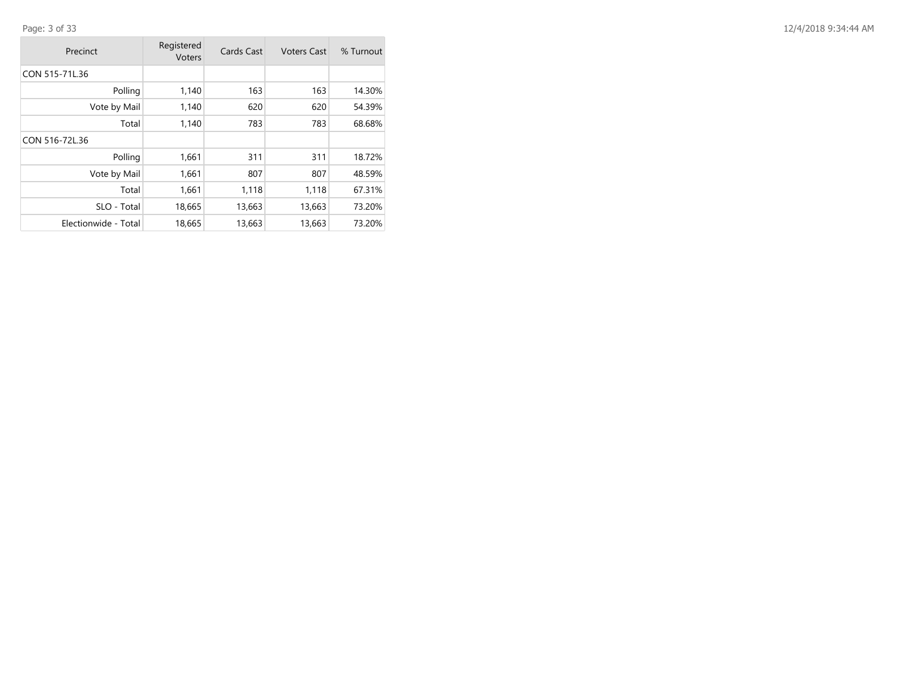| Precinct | Registered Voters | Cards Cast | Voters Cast | % Turnout |
|---|---|---|---|---|
| CON 515-71L.36 | | | | |
| Polling | 1,140 | 163 | 163 | 14.30% |
| Vote by Mail | 1,140 | 620 | 620 | 54.39% |
| Total | 1,140 | 783 | 783 | 68.68% |
| CON 516-72L.36 | | | | |
| Polling | 1,661 | 311 | 311 | 18.72% |
| Vote by Mail | 1,661 | 807 | 807 | 48.59% |
| Total | 1,661 | 1,118 | 1,118 | 67.31% |
| SLO - Total | 18,665 | 13,663 | 13,663 | 73.20% |
| Electionwide - Total | 18,665 | 13,663 | 13,663 | 73.20% |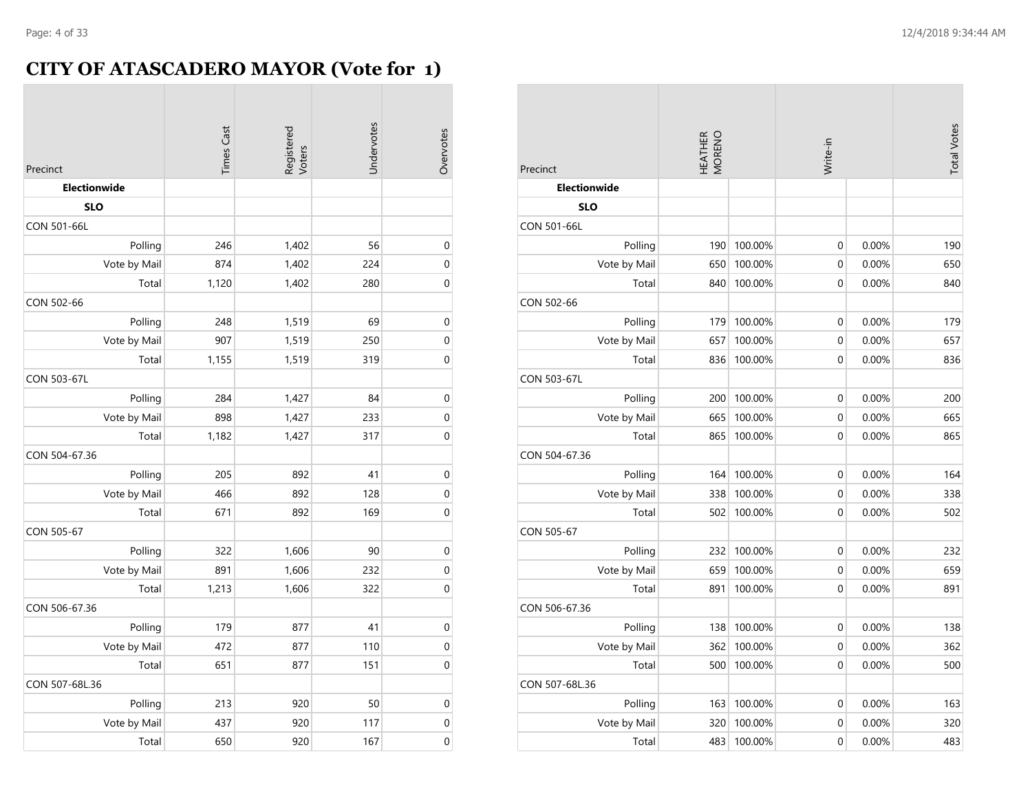# CITY OF ATASCADERO MAYOR (Vote for 1)

| Precinct | Times Cast | Registered Voters | Undervotes | Overvotes |
|---|---|---|---|---|
| **Electionwide** | | | | |
| **SLO** | | | | |
| CON 501-66L | | | | |
| Polling | 246 | 1,402 | 56 | 0 |
| Vote by Mail | 874 | 1,402 | 224 | 0 |
| Total | 1,120 | 1,402 | 280 | 0 |
| CON 502-66 | | | | |
| Polling | 248 | 1,519 | 69 | 0 |
| Vote by Mail | 907 | 1,519 | 250 | 0 |
| Total | 1,155 | 1,519 | 319 | 0 |
| CON 503-67L | | | | |
| Polling | 284 | 1,427 | 84 | 0 |
| Vote by Mail | 898 | 1,427 | 233 | 0 |
| Total | 1,182 | 1,427 | 317 | 0 |
| CON 504-67.36 | | | | |
| Polling | 205 | 892 | 41 | 0 |
| Vote by Mail | 466 | 892 | 128 | 0 |
| Total | 671 | 892 | 169 | 0 |
| CON 505-67 | | | | |
| Polling | 322 | 1,606 | 90 | 0 |
| Vote by Mail | 891 | 1,606 | 232 | 0 |
| Total | 1,213 | 1,606 | 322 | 0 |
| CON 506-67.36 | | | | |
| Polling | 179 | 877 | 41 | 0 |
| Vote by Mail | 472 | 877 | 110 | 0 |
| Total | 651 | 877 | 151 | 0 |
| CON 507-68L.36 | | | | |
| Polling | 213 | 920 | 50 | 0 |
| Vote by Mail | 437 | 920 | 117 | 0 |
| Total | 650 | 920 | 167 | 0 |

| Precinct | HEATHER MORENO | | Write-in | | Total Votes |
|---|---|---|---|---|---|
| **Electionwide** | | | | | |
| **SLO** | | | | | |
| CON 501-66L | | | | | |
| Polling | 190 | 100.00% | 0 | 0.00% | 190 |
| Vote by Mail | 650 | 100.00% | 0 | 0.00% | 650 |
| Total | 840 | 100.00% | 0 | 0.00% | 840 |
| CON 502-66 | | | | | |
| Polling | 179 | 100.00% | 0 | 0.00% | 179 |
| Vote by Mail | 657 | 100.00% | 0 | 0.00% | 657 |
| Total | 836 | 100.00% | 0 | 0.00% | 836 |
| CON 503-67L | | | | | |
| Polling | 200 | 100.00% | 0 | 0.00% | 200 |
| Vote by Mail | 665 | 100.00% | 0 | 0.00% | 665 |
| Total | 865 | 100.00% | 0 | 0.00% | 865 |
| CON 504-67.36 | | | | | |
| Polling | 164 | 100.00% | 0 | 0.00% | 164 |
| Vote by Mail | 338 | 100.00% | 0 | 0.00% | 338 |
| Total | 502 | 100.00% | 0 | 0.00% | 502 |
| CON 505-67 | | | | | |
| Polling | 232 | 100.00% | 0 | 0.00% | 232 |
| Vote by Mail | 659 | 100.00% | 0 | 0.00% | 659 |
| Total | 891 | 100.00% | 0 | 0.00% | 891 |
| CON 506-67.36 | | | | | |
| Polling | 138 | 100.00% | 0 | 0.00% | 138 |
| Vote by Mail | 362 | 100.00% | 0 | 0.00% | 362 |
| Total | 500 | 100.00% | 0 | 0.00% | 500 |
| CON 507-68L.36 | | | | | |
| Polling | 163 | 100.00% | 0 | 0.00% | 163 |
| Vote by Mail | 320 | 100.00% | 0 | 0.00% | 320 |
| Total | 483 | 100.00% | 0 | 0.00% | 483 |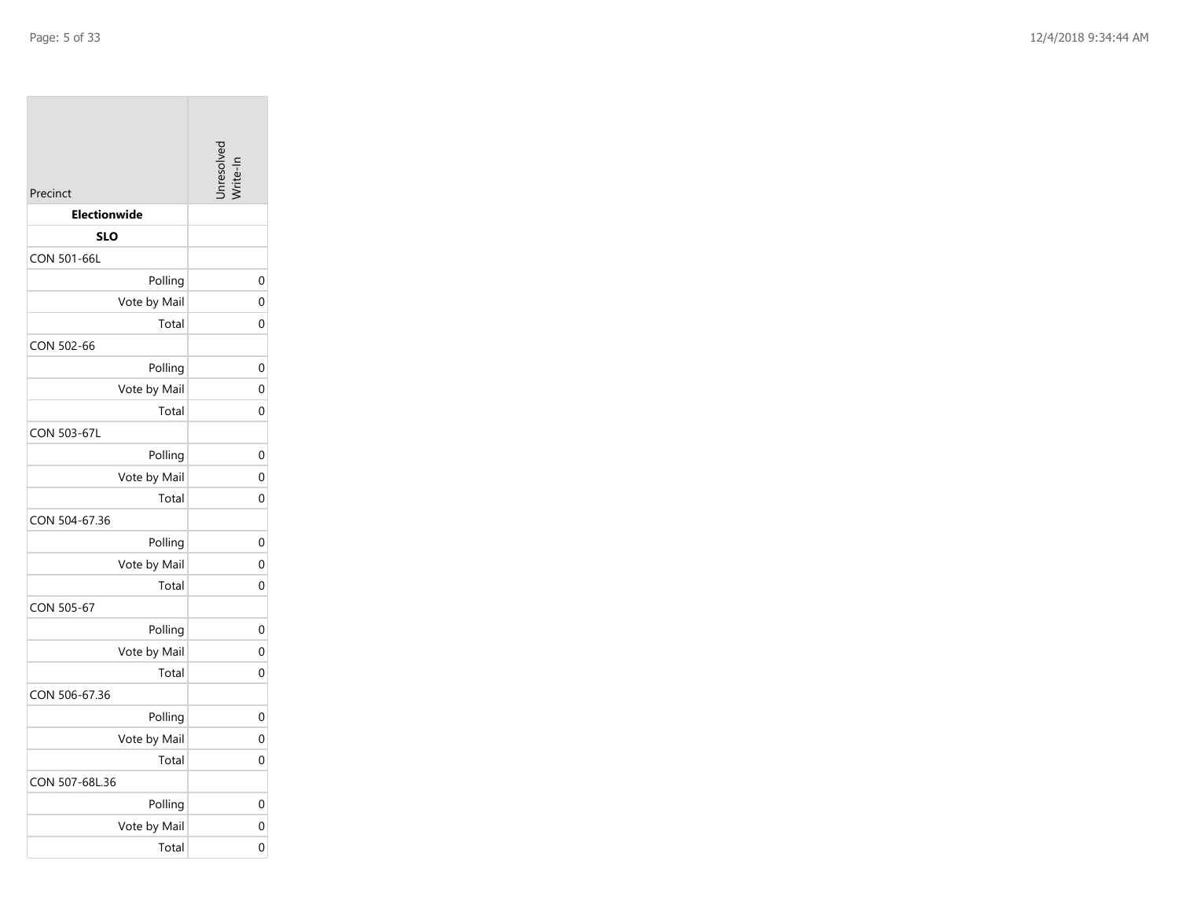| Precinct | Unresolved Write-In |
|---|---|
| **Electionwide** | |
| **SLO** | |
| CON 501-66L | |
| Polling | 0 |
| Vote by Mail | 0 |
| Total | 0 |
| CON 502-66 | |
| Polling | 0 |
| Vote by Mail | 0 |
| Total | 0 |
| CON 503-67L | |
| Polling | 0 |
| Vote by Mail | 0 |
| Total | 0 |
| CON 504-67.36 | |
| Polling | 0 |
| Vote by Mail | 0 |
| Total | 0 |
| CON 505-67 | |
| Polling | 0 |
| Vote by Mail | 0 |
| Total | 0 |
| CON 506-67.36 | |
| Polling | 0 |
| Vote by Mail | 0 |
| Total | 0 |
| CON 507-68L.36 | |
| Polling | 0 |
| Vote by Mail | 0 |
| Total | 0 |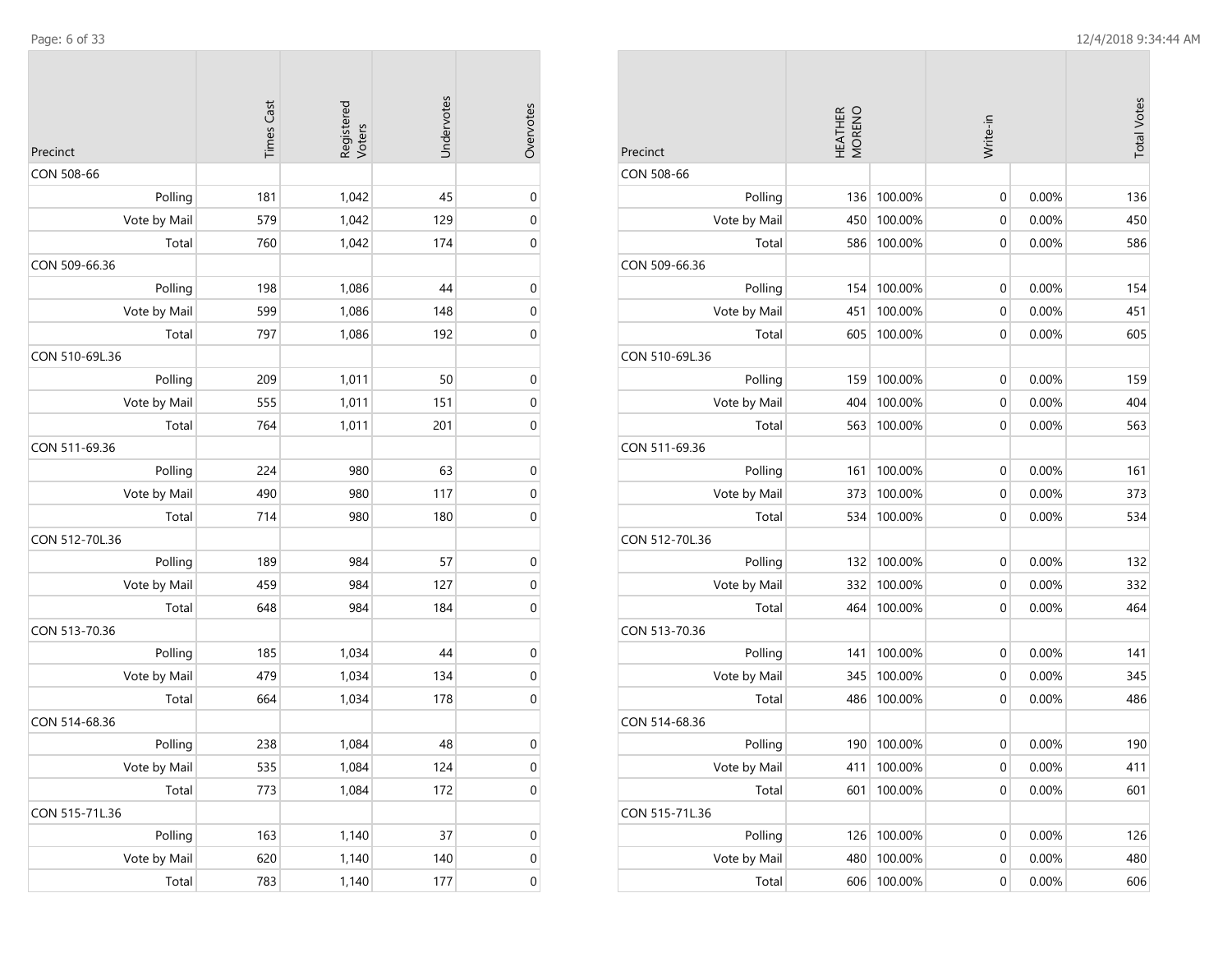| Precinct | Times Cast | Registered Voters | Undervotes | Overvotes |
|---|---|---|---|---|
| CON 508-66 | | | | |
| Polling | 181 | 1,042 | 45 | 0 |
| Vote by Mail | 579 | 1,042 | 129 | 0 |
| Total | 760 | 1,042 | 174 | 0 |
| CON 509-66.36 | | | | |
| Polling | 198 | 1,086 | 44 | 0 |
| Vote by Mail | 599 | 1,086 | 148 | 0 |
| Total | 797 | 1,086 | 192 | 0 |
| CON 510-69L.36 | | | | |
| Polling | 209 | 1,011 | 50 | 0 |
| Vote by Mail | 555 | 1,011 | 151 | 0 |
| Total | 764 | 1,011 | 201 | 0 |
| CON 511-69.36 | | | | |
| Polling | 224 | 980 | 63 | 0 |
| Vote by Mail | 490 | 980 | 117 | 0 |
| Total | 714 | 980 | 180 | 0 |
| CON 512-70L.36 | | | | |
| Polling | 189 | 984 | 57 | 0 |
| Vote by Mail | 459 | 984 | 127 | 0 |
| Total | 648 | 984 | 184 | 0 |
| CON 513-70.36 | | | | |
| Polling | 185 | 1,034 | 44 | 0 |
| Vote by Mail | 479 | 1,034 | 134 | 0 |
| Total | 664 | 1,034 | 178 | 0 |
| CON 514-68.36 | | | | |
| Polling | 238 | 1,084 | 48 | 0 |
| Vote by Mail | 535 | 1,084 | 124 | 0 |
| Total | 773 | 1,084 | 172 | 0 |
| CON 515-71L.36 | | | | |
| Polling | 163 | 1,140 | 37 | 0 |
| Vote by Mail | 620 | 1,140 | 140 | 0 |
| Total | 783 | 1,140 | 177 | 0 |

| Precinct | HEATHER MORENO | | Write-in | | Total Votes |
|---|---|---|---|---|---|
| CON 508-66 | | | | | |
| Polling | 136 | 100.00% | 0 | 0.00% | 136 |
| Vote by Mail | 450 | 100.00% | 0 | 0.00% | 450 |
| Total | 586 | 100.00% | 0 | 0.00% | 586 |
| CON 509-66.36 | | | | | |
| Polling | 154 | 100.00% | 0 | 0.00% | 154 |
| Vote by Mail | 451 | 100.00% | 0 | 0.00% | 451 |
| Total | 605 | 100.00% | 0 | 0.00% | 605 |
| CON 510-69L.36 | | | | | |
| Polling | 159 | 100.00% | 0 | 0.00% | 159 |
| Vote by Mail | 404 | 100.00% | 0 | 0.00% | 404 |
| Total | 563 | 100.00% | 0 | 0.00% | 563 |
| CON 511-69.36 | | | | | |
| Polling | 161 | 100.00% | 0 | 0.00% | 161 |
| Vote by Mail | 373 | 100.00% | 0 | 0.00% | 373 |
| Total | 534 | 100.00% | 0 | 0.00% | 534 |
| CON 512-70L.36 | | | | | |
| Polling | 132 | 100.00% | 0 | 0.00% | 132 |
| Vote by Mail | 332 | 100.00% | 0 | 0.00% | 332 |
| Total | 464 | 100.00% | 0 | 0.00% | 464 |
| CON 513-70.36 | | | | | |
| Polling | 141 | 100.00% | 0 | 0.00% | 141 |
| Vote by Mail | 345 | 100.00% | 0 | 0.00% | 345 |
| Total | 486 | 100.00% | 0 | 0.00% | 486 |
| CON 514-68.36 | | | | | |
| Polling | 190 | 100.00% | 0 | 0.00% | 190 |
| Vote by Mail | 411 | 100.00% | 0 | 0.00% | 411 |
| Total | 601 | 100.00% | 0 | 0.00% | 601 |
| CON 515-71L.36 | | | | | |
| Polling | 126 | 100.00% | 0 | 0.00% | 126 |
| Vote by Mail | 480 | 100.00% | 0 | 0.00% | 480 |
| Total | 606 | 100.00% | 0 | 0.00% | 606 |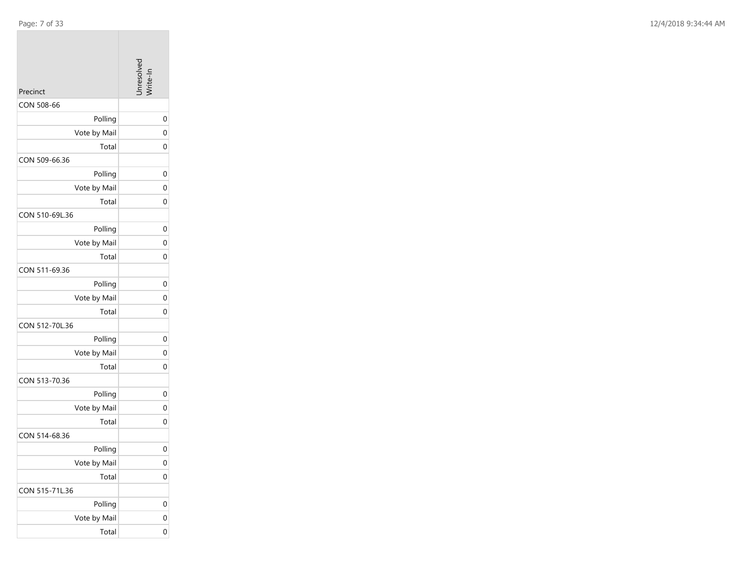| Precinct | Unresolved Write-In |
| --- | --- |
| CON 508-66 | |
| Polling | 0 |
| Vote by Mail | 0 |
| Total | 0 |
| CON 509-66.36 | |
| Polling | 0 |
| Vote by Mail | 0 |
| Total | 0 |
| CON 510-69L.36 | |
| Polling | 0 |
| Vote by Mail | 0 |
| Total | 0 |
| CON 511-69.36 | |
| Polling | 0 |
| Vote by Mail | 0 |
| Total | 0 |
| CON 512-70L.36 | |
| Polling | 0 |
| Vote by Mail | 0 |
| Total | 0 |
| CON 513-70.36 | |
| Polling | 0 |
| Vote by Mail | 0 |
| Total | 0 |
| CON 514-68.36 | |
| Polling | 0 |
| Vote by Mail | 0 |
| Total | 0 |
| CON 515-71L.36 | |
| Polling | 0 |
| Vote by Mail | 0 |
| Total | 0 |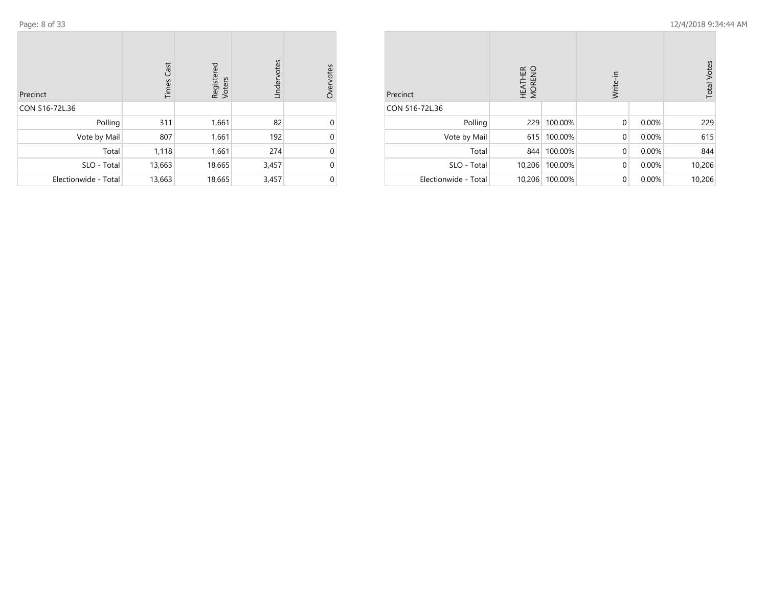| Precinct | Times Cast | Registered Voters | Undervotes | Overvotes |
|---|---|---|---|---|
| CON 516-72L.36 | | | | |
| Polling | 311 | 1,661 | 82 | 0 |
| Vote by Mail | 807 | 1,661 | 192 | 0 |
| Total | 1,118 | 1,661 | 274 | 0 |
| SLO - Total | 13,663 | 18,665 | 3,457 | 0 |
| Electionwide - Total | 13,663 | 18,665 | 3,457 | 0 |

| Precinct | HEATHER MORENO | | Write-in | | Total Votes |
|---|---|---|---|---|---|
| CON 516-72L.36 | | | | | |
| Polling | 229 | 100.00% | 0 | 0.00% | 229 |
| Vote by Mail | 615 | 100.00% | 0 | 0.00% | 615 |
| Total | 844 | 100.00% | 0 | 0.00% | 844 |
| SLO - Total | 10,206 | 100.00% | 0 | 0.00% | 10,206 |
| Electionwide - Total | 10,206 | 100.00% | 0 | 0.00% | 10,206 |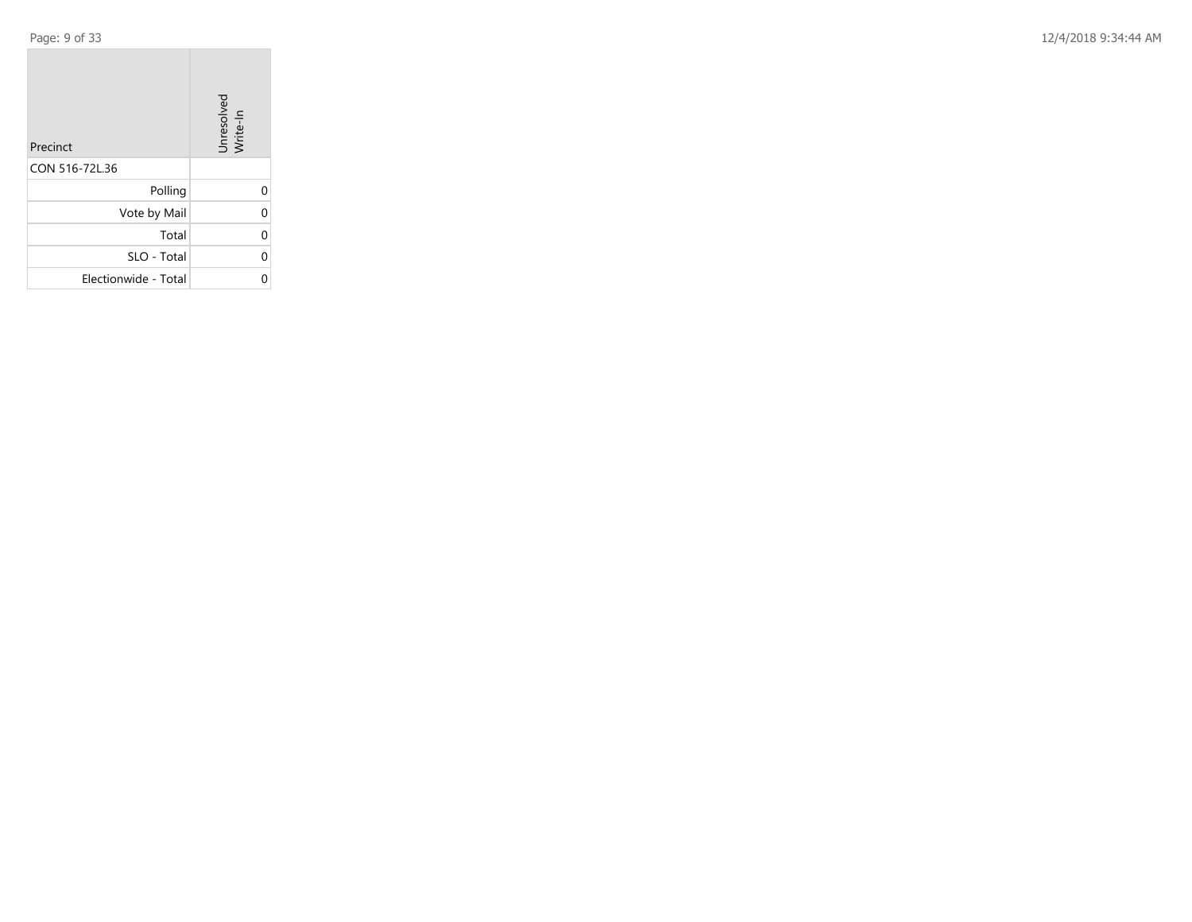| Precinct | Unresolved Write-In |
|---|---|
| CON 516-72L.36 | |
| Polling | 0 |
| Vote by Mail | 0 |
| Total | 0 |
| SLO - Total | 0 |
| Electionwide - Total | 0 |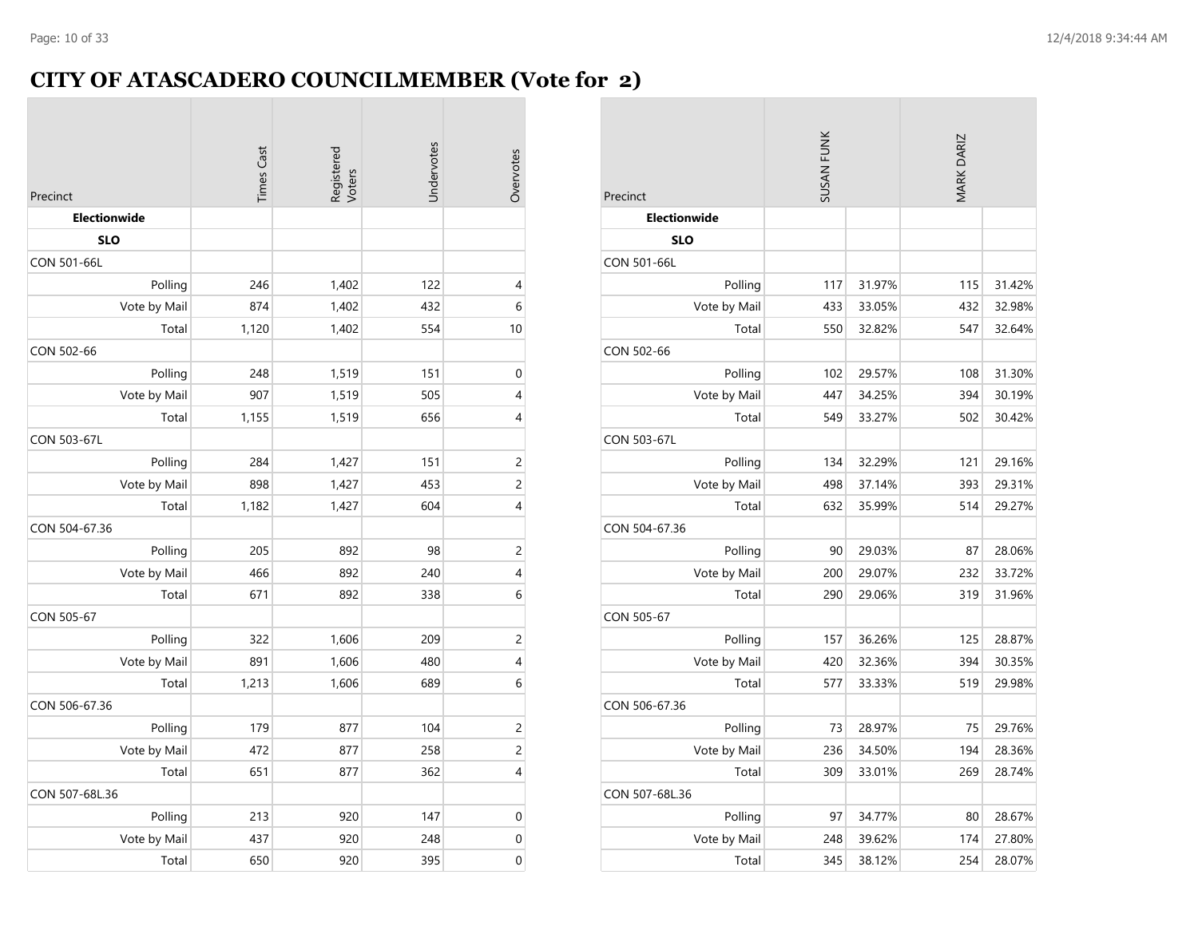# CITY OF ATASCADERO COUNCILMEMBER (Vote for 2)

| Precinct | Times Cast | Registered Voters | Undervotes | Overvotes |
|---|---|---|---|---|
| **Electionwide** | | | | |
| **SLO** | | | | |
| CON 501-66L | | | | |
| Polling | 246 | 1,402 | 122 | 4 |
| Vote by Mail | 874 | 1,402 | 432 | 6 |
| Total | 1,120 | 1,402 | 554 | 10 |
| CON 502-66 | | | | |
| Polling | 248 | 1,519 | 151 | 0 |
| Vote by Mail | 907 | 1,519 | 505 | 4 |
| Total | 1,155 | 1,519 | 656 | 4 |
| CON 503-67L | | | | |
| Polling | 284 | 1,427 | 151 | 2 |
| Vote by Mail | 898 | 1,427 | 453 | 2 |
| Total | 1,182 | 1,427 | 604 | 4 |
| CON 504-67.36 | | | | |
| Polling | 205 | 892 | 98 | 2 |
| Vote by Mail | 466 | 892 | 240 | 4 |
| Total | 671 | 892 | 338 | 6 |
| CON 505-67 | | | | |
| Polling | 322 | 1,606 | 209 | 2 |
| Vote by Mail | 891 | 1,606 | 480 | 4 |
| Total | 1,213 | 1,606 | 689 | 6 |
| CON 506-67.36 | | | | |
| Polling | 179 | 877 | 104 | 2 |
| Vote by Mail | 472 | 877 | 258 | 2 |
| Total | 651 | 877 | 362 | 4 |
| CON 507-68L.36 | | | | |
| Polling | 213 | 920 | 147 | 0 |
| Vote by Mail | 437 | 920 | 248 | 0 |
| Total | 650 | 920 | 395 | 0 |

| Precinct | SUSAN FUNK | | MARK DARIZ | |
|---|---|---|---|---|
| **Electionwide** | | | | |
| **SLO** | | | | |
| CON 501-66L | | | | |
| Polling | 117 | 31.97% | 115 | 31.42% |
| Vote by Mail | 433 | 33.05% | 432 | 32.98% |
| Total | 550 | 32.82% | 547 | 32.64% |
| CON 502-66 | | | | |
| Polling | 102 | 29.57% | 108 | 31.30% |
| Vote by Mail | 447 | 34.25% | 394 | 30.19% |
| Total | 549 | 33.27% | 502 | 30.42% |
| CON 503-67L | | | | |
| Polling | 134 | 32.29% | 121 | 29.16% |
| Vote by Mail | 498 | 37.14% | 393 | 29.31% |
| Total | 632 | 35.99% | 514 | 29.27% |
| CON 504-67.36 | | | | |
| Polling | 90 | 29.03% | 87 | 28.06% |
| Vote by Mail | 200 | 29.07% | 232 | 33.72% |
| Total | 290 | 29.06% | 319 | 31.96% |
| CON 505-67 | | | | |
| Polling | 157 | 36.26% | 125 | 28.87% |
| Vote by Mail | 420 | 32.36% | 394 | 30.35% |
| Total | 577 | 33.33% | 519 | 29.98% |
| CON 506-67.36 | | | | |
| Polling | 73 | 28.97% | 75 | 29.76% |
| Vote by Mail | 236 | 34.50% | 194 | 28.36% |
| Total | 309 | 33.01% | 269 | 28.74% |
| CON 507-68L.36 | | | | |
| Polling | 97 | 34.77% | 80 | 28.67% |
| Vote by Mail | 248 | 39.62% | 174 | 27.80% |
| Total | 345 | 38.12% | 254 | 28.07% |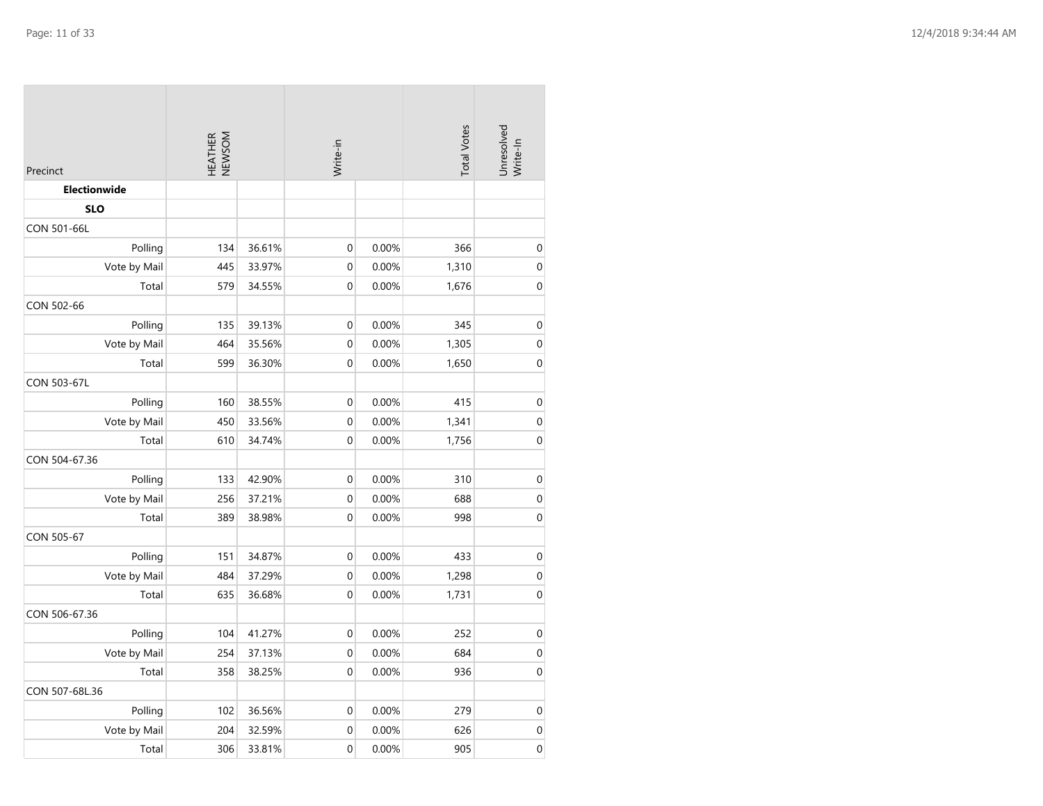| Precinct | HEATHER NEWSOM | | Write-in | | Total Votes | Unresolved Write-In |
|---|---|---|---|---|---|---|
| **Electionwide** | | | | | | |
| **SLO** | | | | | | |
| CON 501-66L | | | | | | |
| Polling | 134 | 36.61% | 0 | 0.00% | 366 | 0 |
| Vote by Mail | 445 | 33.97% | 0 | 0.00% | 1,310 | 0 |
| Total | 579 | 34.55% | 0 | 0.00% | 1,676 | 0 |
| CON 502-66 | | | | | | |
| Polling | 135 | 39.13% | 0 | 0.00% | 345 | 0 |
| Vote by Mail | 464 | 35.56% | 0 | 0.00% | 1,305 | 0 |
| Total | 599 | 36.30% | 0 | 0.00% | 1,650 | 0 |
| CON 503-67L | | | | | | |
| Polling | 160 | 38.55% | 0 | 0.00% | 415 | 0 |
| Vote by Mail | 450 | 33.56% | 0 | 0.00% | 1,341 | 0 |
| Total | 610 | 34.74% | 0 | 0.00% | 1,756 | 0 |
| CON 504-67.36 | | | | | | |
| Polling | 133 | 42.90% | 0 | 0.00% | 310 | 0 |
| Vote by Mail | 256 | 37.21% | 0 | 0.00% | 688 | 0 |
| Total | 389 | 38.98% | 0 | 0.00% | 998 | 0 |
| CON 505-67 | | | | | | |
| Polling | 151 | 34.87% | 0 | 0.00% | 433 | 0 |
| Vote by Mail | 484 | 37.29% | 0 | 0.00% | 1,298 | 0 |
| Total | 635 | 36.68% | 0 | 0.00% | 1,731 | 0 |
| CON 506-67.36 | | | | | | |
| Polling | 104 | 41.27% | 0 | 0.00% | 252 | 0 |
| Vote by Mail | 254 | 37.13% | 0 | 0.00% | 684 | 0 |
| Total | 358 | 38.25% | 0 | 0.00% | 936 | 0 |
| CON 507-68L.36 | | | | | | |
| Polling | 102 | 36.56% | 0 | 0.00% | 279 | 0 |
| Vote by Mail | 204 | 32.59% | 0 | 0.00% | 626 | 0 |
| Total | 306 | 33.81% | 0 | 0.00% | 905 | 0 |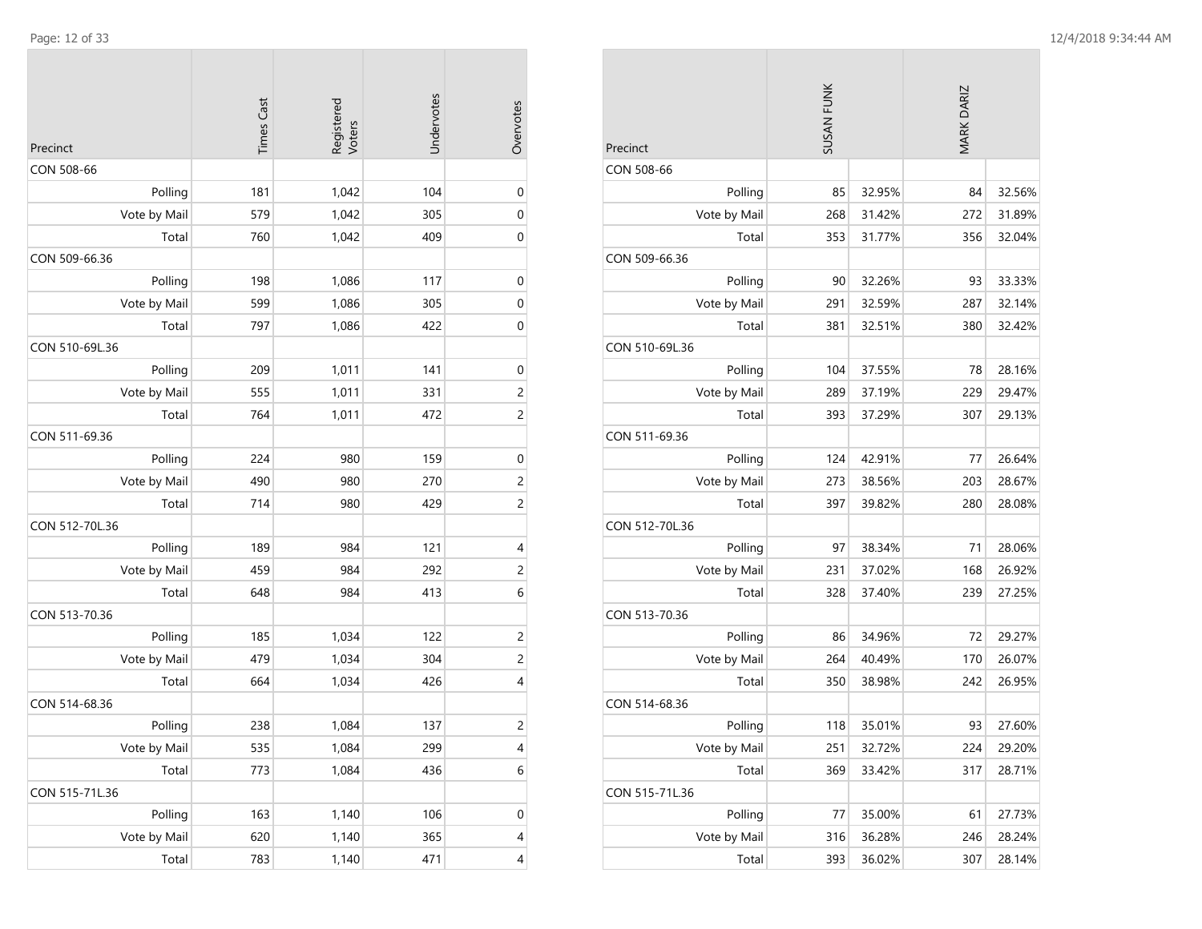| Precinct | Times Cast | Registered Voters | Undervotes | Overvotes |
|---|---|---|---|---|
| CON 508-66 | | | | |
| Polling | 181 | 1,042 | 104 | 0 |
| Vote by Mail | 579 | 1,042 | 305 | 0 |
| Total | 760 | 1,042 | 409 | 0 |
| CON 509-66.36 | | | | |
| Polling | 198 | 1,086 | 117 | 0 |
| Vote by Mail | 599 | 1,086 | 305 | 0 |
| Total | 797 | 1,086 | 422 | 0 |
| CON 510-69L.36 | | | | |
| Polling | 209 | 1,011 | 141 | 0 |
| Vote by Mail | 555 | 1,011 | 331 | 2 |
| Total | 764 | 1,011 | 472 | 2 |
| CON 511-69.36 | | | | |
| Polling | 224 | 980 | 159 | 0 |
| Vote by Mail | 490 | 980 | 270 | 2 |
| Total | 714 | 980 | 429 | 2 |
| CON 512-70L.36 | | | | |
| Polling | 189 | 984 | 121 | 4 |
| Vote by Mail | 459 | 984 | 292 | 2 |
| Total | 648 | 984 | 413 | 6 |
| CON 513-70.36 | | | | |
| Polling | 185 | 1,034 | 122 | 2 |
| Vote by Mail | 479 | 1,034 | 304 | 2 |
| Total | 664 | 1,034 | 426 | 4 |
| CON 514-68.36 | | | | |
| Polling | 238 | 1,084 | 137 | 2 |
| Vote by Mail | 535 | 1,084 | 299 | 4 |
| Total | 773 | 1,084 | 436 | 6 |
| CON 515-71L.36 | | | | |
| Polling | 163 | 1,140 | 106 | 0 |
| Vote by Mail | 620 | 1,140 | 365 | 4 |
| Total | 783 | 1,140 | 471 | 4 |

| Precinct | SUSAN FUNK | | MARK DARIZ | |
|---|---|---|---|---|
| CON 508-66 | | | | |
| Polling | 85 | 32.95% | 84 | 32.56% |
| Vote by Mail | 268 | 31.42% | 272 | 31.89% |
| Total | 353 | 31.77% | 356 | 32.04% |
| CON 509-66.36 | | | | |
| Polling | 90 | 32.26% | 93 | 33.33% |
| Vote by Mail | 291 | 32.59% | 287 | 32.14% |
| Total | 381 | 32.51% | 380 | 32.42% |
| CON 510-69L.36 | | | | |
| Polling | 104 | 37.55% | 78 | 28.16% |
| Vote by Mail | 289 | 37.19% | 229 | 29.47% |
| Total | 393 | 37.29% | 307 | 29.13% |
| CON 511-69.36 | | | | |
| Polling | 124 | 42.91% | 77 | 26.64% |
| Vote by Mail | 273 | 38.56% | 203 | 28.67% |
| Total | 397 | 39.82% | 280 | 28.08% |
| CON 512-70L.36 | | | | |
| Polling | 97 | 38.34% | 71 | 28.06% |
| Vote by Mail | 231 | 37.02% | 168 | 26.92% |
| Total | 328 | 37.40% | 239 | 27.25% |
| CON 513-70.36 | | | | |
| Polling | 86 | 34.96% | 72 | 29.27% |
| Vote by Mail | 264 | 40.49% | 170 | 26.07% |
| Total | 350 | 38.98% | 242 | 26.95% |
| CON 514-68.36 | | | | |
| Polling | 118 | 35.01% | 93 | 27.60% |
| Vote by Mail | 251 | 32.72% | 224 | 29.20% |
| Total | 369 | 33.42% | 317 | 28.71% |
| CON 515-71L.36 | | | | |
| Polling | 77 | 35.00% | 61 | 27.73% |
| Vote by Mail | 316 | 36.28% | 246 | 28.24% |
| Total | 393 | 36.02% | 307 | 28.14% |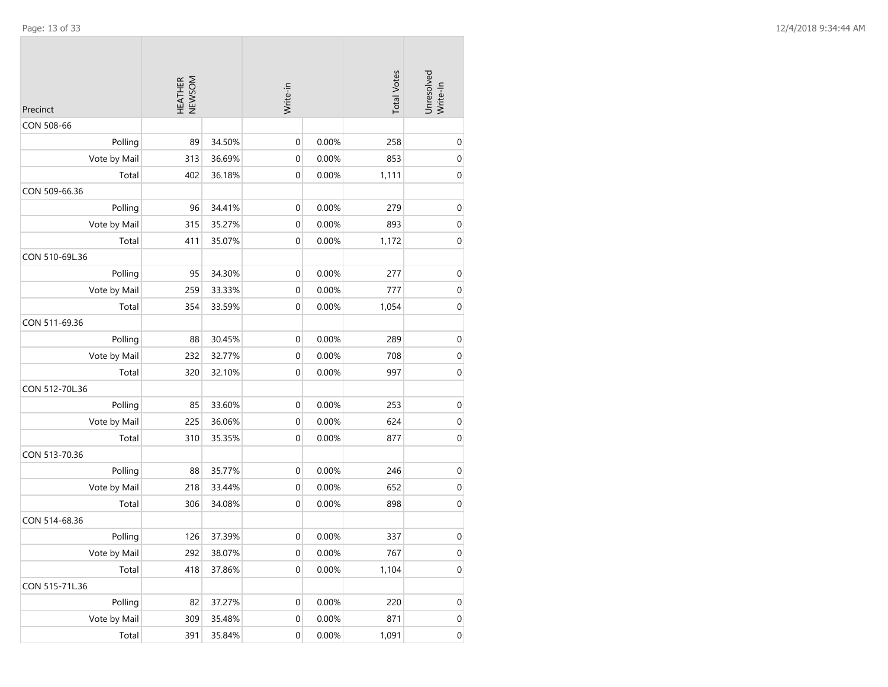| Precinct | HEATHER NEWSOM | | Write-in | | Total Votes | Unresolved Write-In |
|---|---|---|---|---|---|---|
| CON 508-66 | | | | | | |
| Polling | 89 | 34.50% | 0 | 0.00% | 258 | 0 |
| Vote by Mail | 313 | 36.69% | 0 | 0.00% | 853 | 0 |
| Total | 402 | 36.18% | 0 | 0.00% | 1,111 | 0 |
| CON 509-66.36 | | | | | | |
| Polling | 96 | 34.41% | 0 | 0.00% | 279 | 0 |
| Vote by Mail | 315 | 35.27% | 0 | 0.00% | 893 | 0 |
| Total | 411 | 35.07% | 0 | 0.00% | 1,172 | 0 |
| CON 510-69L.36 | | | | | | |
| Polling | 95 | 34.30% | 0 | 0.00% | 277 | 0 |
| Vote by Mail | 259 | 33.33% | 0 | 0.00% | 777 | 0 |
| Total | 354 | 33.59% | 0 | 0.00% | 1,054 | 0 |
| CON 511-69.36 | | | | | | |
| Polling | 88 | 30.45% | 0 | 0.00% | 289 | 0 |
| Vote by Mail | 232 | 32.77% | 0 | 0.00% | 708 | 0 |
| Total | 320 | 32.10% | 0 | 0.00% | 997 | 0 |
| CON 512-70L.36 | | | | | | |
| Polling | 85 | 33.60% | 0 | 0.00% | 253 | 0 |
| Vote by Mail | 225 | 36.06% | 0 | 0.00% | 624 | 0 |
| Total | 310 | 35.35% | 0 | 0.00% | 877 | 0 |
| CON 513-70.36 | | | | | | |
| Polling | 88 | 35.77% | 0 | 0.00% | 246 | 0 |
| Vote by Mail | 218 | 33.44% | 0 | 0.00% | 652 | 0 |
| Total | 306 | 34.08% | 0 | 0.00% | 898 | 0 |
| CON 514-68.36 | | | | | | |
| Polling | 126 | 37.39% | 0 | 0.00% | 337 | 0 |
| Vote by Mail | 292 | 38.07% | 0 | 0.00% | 767 | 0 |
| Total | 418 | 37.86% | 0 | 0.00% | 1,104 | 0 |
| CON 515-71L.36 | | | | | | |
| Polling | 82 | 37.27% | 0 | 0.00% | 220 | 0 |
| Vote by Mail | 309 | 35.48% | 0 | 0.00% | 871 | 0 |
| Total | 391 | 35.84% | 0 | 0.00% | 1,091 | 0 |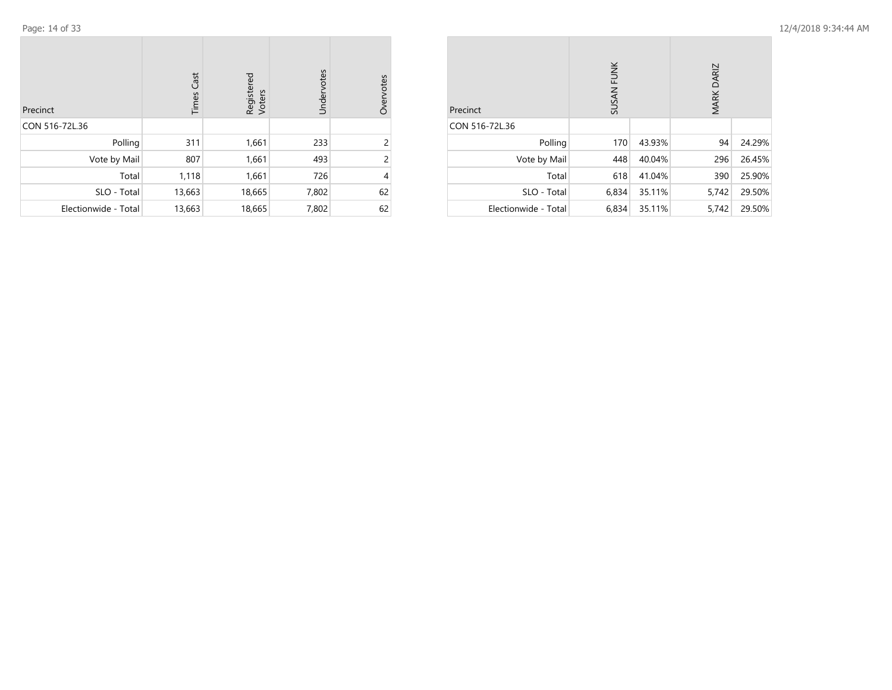| Precinct | Times Cast | Registered Voters | Undervotes | Overvotes |
|---|---|---|---|---|
| CON 516-72L.36 | | | | |
| Polling | 311 | 1,661 | 233 | 2 |
| Vote by Mail | 807 | 1,661 | 493 | 2 |
| Total | 1,118 | 1,661 | 726 | 4 |
| SLO - Total | 13,663 | 18,665 | 7,802 | 62 |
| Electionwide - Total | 13,663 | 18,665 | 7,802 | 62 |

| Precinct | SUSAN FUNK | | MARK DARIZ | |
|---|---|---|---|---|
| CON 516-72L.36 | | | | |
| Polling | 170 | 43.93% | 94 | 24.29% |
| Vote by Mail | 448 | 40.04% | 296 | 26.45% |
| Total | 618 | 41.04% | 390 | 25.90% |
| SLO - Total | 6,834 | 35.11% | 5,742 | 29.50% |
| Electionwide - Total | 6,834 | 35.11% | 5,742 | 29.50% |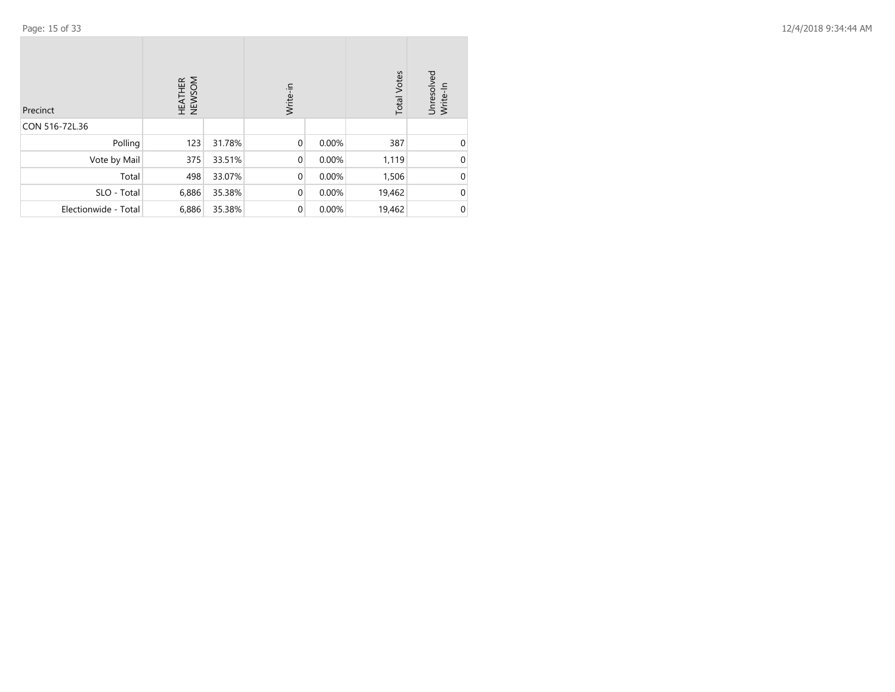| Precinct | HEATHER NEWSOM | | Write-in | | Total Votes | Unresolved Write-In |
|---|---|---|---|---|---|---|
| CON 516-72L.36 | | | | | | |
| Polling | 123 | 31.78% | 0 | 0.00% | 387 | 0 |
| Vote by Mail | 375 | 33.51% | 0 | 0.00% | 1,119 | 0 |
| Total | 498 | 33.07% | 0 | 0.00% | 1,506 | 0 |
| SLO - Total | 6,886 | 35.38% | 0 | 0.00% | 19,462 | 0 |
| Electionwide - Total | 6,886 | 35.38% | 0 | 0.00% | 19,462 | 0 |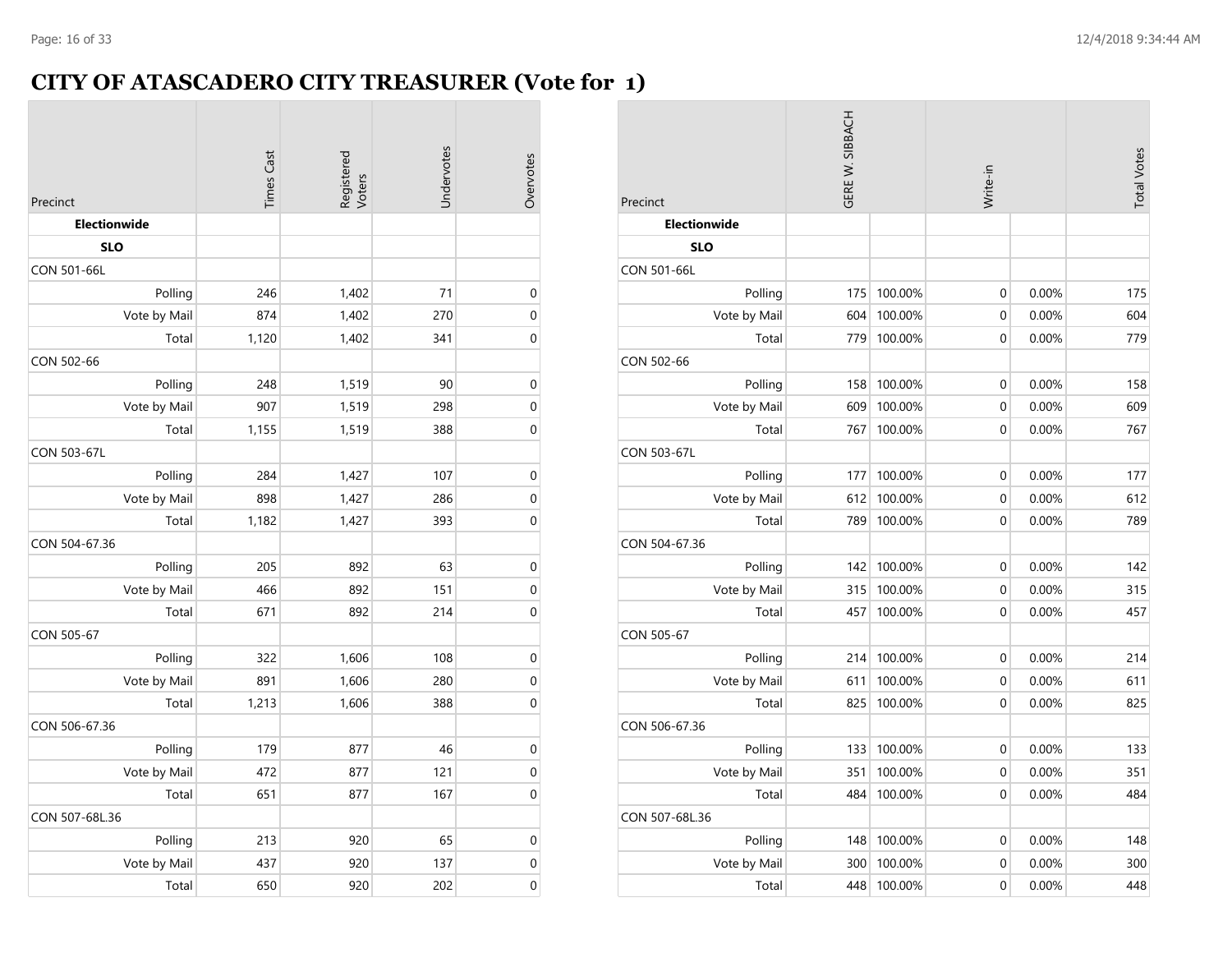# CITY OF ATASCADERO CITY TREASURER (Vote for 1)

| Precinct | Times Cast | Registered Voters | Undervotes | Overvotes |
|---|---|---|---|---|
| **Electionwide** | | | | |
| **SLO** | | | | |
| CON 501-66L | | | | |
| Polling | 246 | 1,402 | 71 | 0 |
| Vote by Mail | 874 | 1,402 | 270 | 0 |
| Total | 1,120 | 1,402 | 341 | 0 |
| CON 502-66 | | | | |
| Polling | 248 | 1,519 | 90 | 0 |
| Vote by Mail | 907 | 1,519 | 298 | 0 |
| Total | 1,155 | 1,519 | 388 | 0 |
| CON 503-67L | | | | |
| Polling | 284 | 1,427 | 107 | 0 |
| Vote by Mail | 898 | 1,427 | 286 | 0 |
| Total | 1,182 | 1,427 | 393 | 0 |
| CON 504-67.36 | | | | |
| Polling | 205 | 892 | 63 | 0 |
| Vote by Mail | 466 | 892 | 151 | 0 |
| Total | 671 | 892 | 214 | 0 |
| CON 505-67 | | | | |
| Polling | 322 | 1,606 | 108 | 0 |
| Vote by Mail | 891 | 1,606 | 280 | 0 |
| Total | 1,213 | 1,606 | 388 | 0 |
| CON 506-67.36 | | | | |
| Polling | 179 | 877 | 46 | 0 |
| Vote by Mail | 472 | 877 | 121 | 0 |
| Total | 651 | 877 | 167 | 0 |
| CON 507-68L.36 | | | | |
| Polling | 213 | 920 | 65 | 0 |
| Vote by Mail | 437 | 920 | 137 | 0 |
| Total | 650 | 920 | 202 | 0 |

| Precinct | GERE W. SIBBACH | | Write-in | | Total Votes |
|---|---|---|---|---|---|
| **Electionwide** | | | | | |
| **SLO** | | | | | |
| CON 501-66L | | | | | |
| Polling | 175 | 100.00% | 0 | 0.00% | 175 |
| Vote by Mail | 604 | 100.00% | 0 | 0.00% | 604 |
| Total | 779 | 100.00% | 0 | 0.00% | 779 |
| CON 502-66 | | | | | |
| Polling | 158 | 100.00% | 0 | 0.00% | 158 |
| Vote by Mail | 609 | 100.00% | 0 | 0.00% | 609 |
| Total | 767 | 100.00% | 0 | 0.00% | 767 |
| CON 503-67L | | | | | |
| Polling | 177 | 100.00% | 0 | 0.00% | 177 |
| Vote by Mail | 612 | 100.00% | 0 | 0.00% | 612 |
| Total | 789 | 100.00% | 0 | 0.00% | 789 |
| CON 504-67.36 | | | | | |
| Polling | 142 | 100.00% | 0 | 0.00% | 142 |
| Vote by Mail | 315 | 100.00% | 0 | 0.00% | 315 |
| Total | 457 | 100.00% | 0 | 0.00% | 457 |
| CON 505-67 | | | | | |
| Polling | 214 | 100.00% | 0 | 0.00% | 214 |
| Vote by Mail | 611 | 100.00% | 0 | 0.00% | 611 |
| Total | 825 | 100.00% | 0 | 0.00% | 825 |
| CON 506-67.36 | | | | | |
| Polling | 133 | 100.00% | 0 | 0.00% | 133 |
| Vote by Mail | 351 | 100.00% | 0 | 0.00% | 351 |
| Total | 484 | 100.00% | 0 | 0.00% | 484 |
| CON 507-68L.36 | | | | | |
| Polling | 148 | 100.00% | 0 | 0.00% | 148 |
| Vote by Mail | 300 | 100.00% | 0 | 0.00% | 300 |
| Total | 448 | 100.00% | 0 | 0.00% | 448 |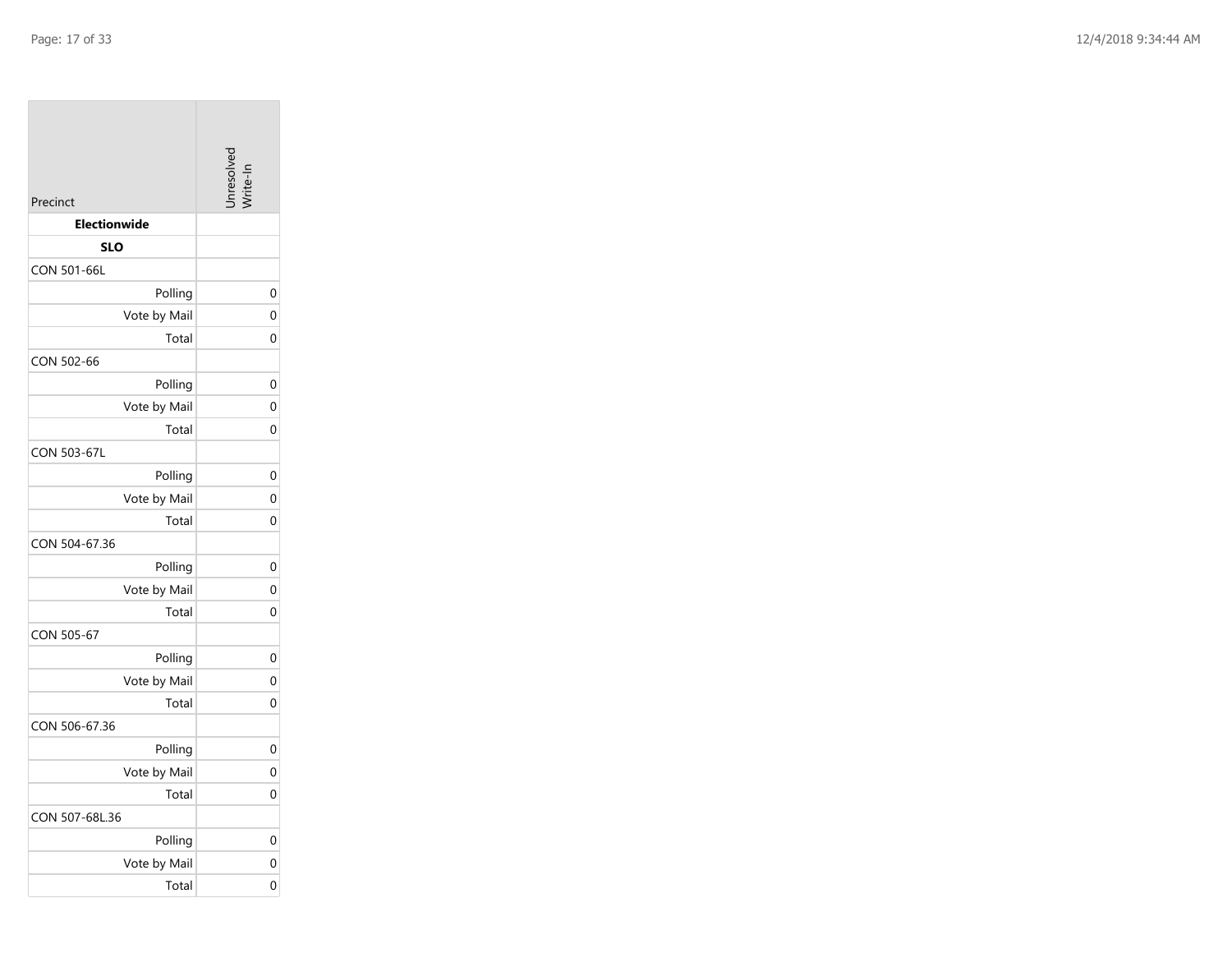| Precinct | Unresolved Write-In |
|---|---|
| **Electionwide** | |
| **SLO** | |
| CON 501-66L | |
| Polling | 0 |
| Vote by Mail | 0 |
| Total | 0 |
| CON 502-66 | |
| Polling | 0 |
| Vote by Mail | 0 |
| Total | 0 |
| CON 503-67L | |
| Polling | 0 |
| Vote by Mail | 0 |
| Total | 0 |
| CON 504-67.36 | |
| Polling | 0 |
| Vote by Mail | 0 |
| Total | 0 |
| CON 505-67 | |
| Polling | 0 |
| Vote by Mail | 0 |
| Total | 0 |
| CON 506-67.36 | |
| Polling | 0 |
| Vote by Mail | 0 |
| Total | 0 |
| CON 507-68L.36 | |
| Polling | 0 |
| Vote by Mail | 0 |
| Total | 0 |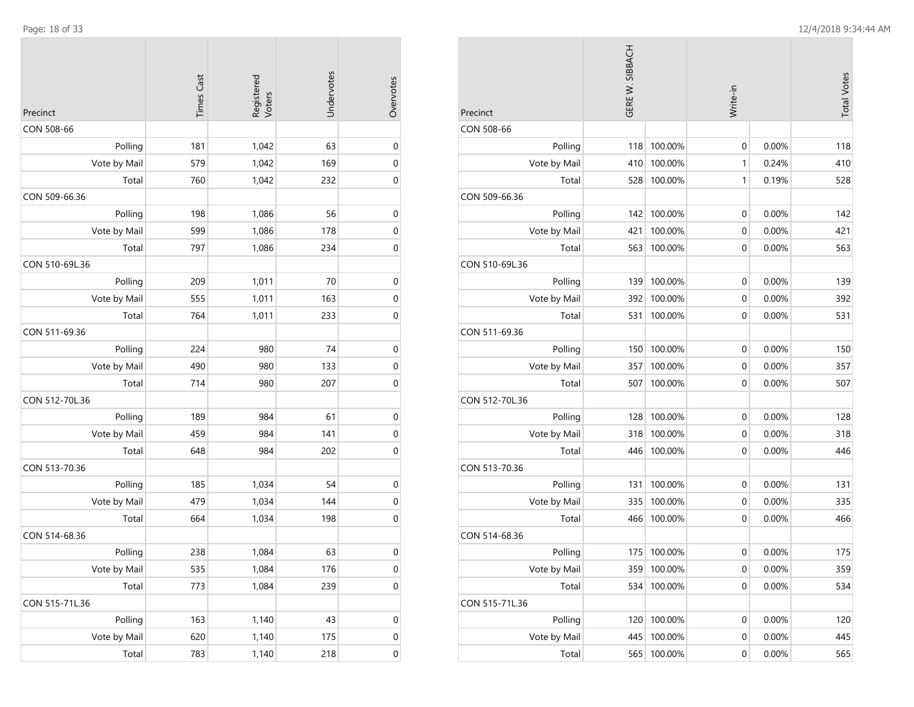| Precinct | Times Cast | Registered Voters | Undervotes | Overvotes |
|---|---|---|---|---|
| CON 508-66 | | | | |
| Polling | 181 | 1,042 | 63 | 0 |
| Vote by Mail | 579 | 1,042 | 169 | 0 |
| Total | 760 | 1,042 | 232 | 0 |
| CON 509-66.36 | | | | |
| Polling | 198 | 1,086 | 56 | 0 |
| Vote by Mail | 599 | 1,086 | 178 | 0 |
| Total | 797 | 1,086 | 234 | 0 |
| CON 510-69L.36 | | | | |
| Polling | 209 | 1,011 | 70 | 0 |
| Vote by Mail | 555 | 1,011 | 163 | 0 |
| Total | 764 | 1,011 | 233 | 0 |
| CON 511-69.36 | | | | |
| Polling | 224 | 980 | 74 | 0 |
| Vote by Mail | 490 | 980 | 133 | 0 |
| Total | 714 | 980 | 207 | 0 |
| CON 512-70L.36 | | | | |
| Polling | 189 | 984 | 61 | 0 |
| Vote by Mail | 459 | 984 | 141 | 0 |
| Total | 648 | 984 | 202 | 0 |
| CON 513-70.36 | | | | |
| Polling | 185 | 1,034 | 54 | 0 |
| Vote by Mail | 479 | 1,034 | 144 | 0 |
| Total | 664 | 1,034 | 198 | 0 |
| CON 514-68.36 | | | | |
| Polling | 238 | 1,084 | 63 | 0 |
| Vote by Mail | 535 | 1,084 | 176 | 0 |
| Total | 773 | 1,084 | 239 | 0 |
| CON 515-71L.36 | | | | |
| Polling | 163 | 1,140 | 43 | 0 |
| Vote by Mail | 620 | 1,140 | 175 | 0 |
| Total | 783 | 1,140 | 218 | 0 |

| Precinct | GERE W. SIBBACH | | Write-in | | Total Votes |
|---|---|---|---|---|---|
| CON 508-66 | | | | | |
| Polling | 118 | 100.00% | 0 | 0.00% | 118 |
| Vote by Mail | 410 | 100.00% | 1 | 0.24% | 410 |
| Total | 528 | 100.00% | 1 | 0.19% | 528 |
| CON 509-66.36 | | | | | |
| Polling | 142 | 100.00% | 0 | 0.00% | 142 |
| Vote by Mail | 421 | 100.00% | 0 | 0.00% | 421 |
| Total | 563 | 100.00% | 0 | 0.00% | 563 |
| CON 510-69L.36 | | | | | |
| Polling | 139 | 100.00% | 0 | 0.00% | 139 |
| Vote by Mail | 392 | 100.00% | 0 | 0.00% | 392 |
| Total | 531 | 100.00% | 0 | 0.00% | 531 |
| CON 511-69.36 | | | | | |
| Polling | 150 | 100.00% | 0 | 0.00% | 150 |
| Vote by Mail | 357 | 100.00% | 0 | 0.00% | 357 |
| Total | 507 | 100.00% | 0 | 0.00% | 507 |
| CON 512-70L.36 | | | | | |
| Polling | 128 | 100.00% | 0 | 0.00% | 128 |
| Vote by Mail | 318 | 100.00% | 0 | 0.00% | 318 |
| Total | 446 | 100.00% | 0 | 0.00% | 446 |
| CON 513-70.36 | | | | | |
| Polling | 131 | 100.00% | 0 | 0.00% | 131 |
| Vote by Mail | 335 | 100.00% | 0 | 0.00% | 335 |
| Total | 466 | 100.00% | 0 | 0.00% | 466 |
| CON 514-68.36 | | | | | |
| Polling | 175 | 100.00% | 0 | 0.00% | 175 |
| Vote by Mail | 359 | 100.00% | 0 | 0.00% | 359 |
| Total | 534 | 100.00% | 0 | 0.00% | 534 |
| CON 515-71L.36 | | | | | |
| Polling | 120 | 100.00% | 0 | 0.00% | 120 |
| Vote by Mail | 445 | 100.00% | 0 | 0.00% | 445 |
| Total | 565 | 100.00% | 0 | 0.00% | 565 |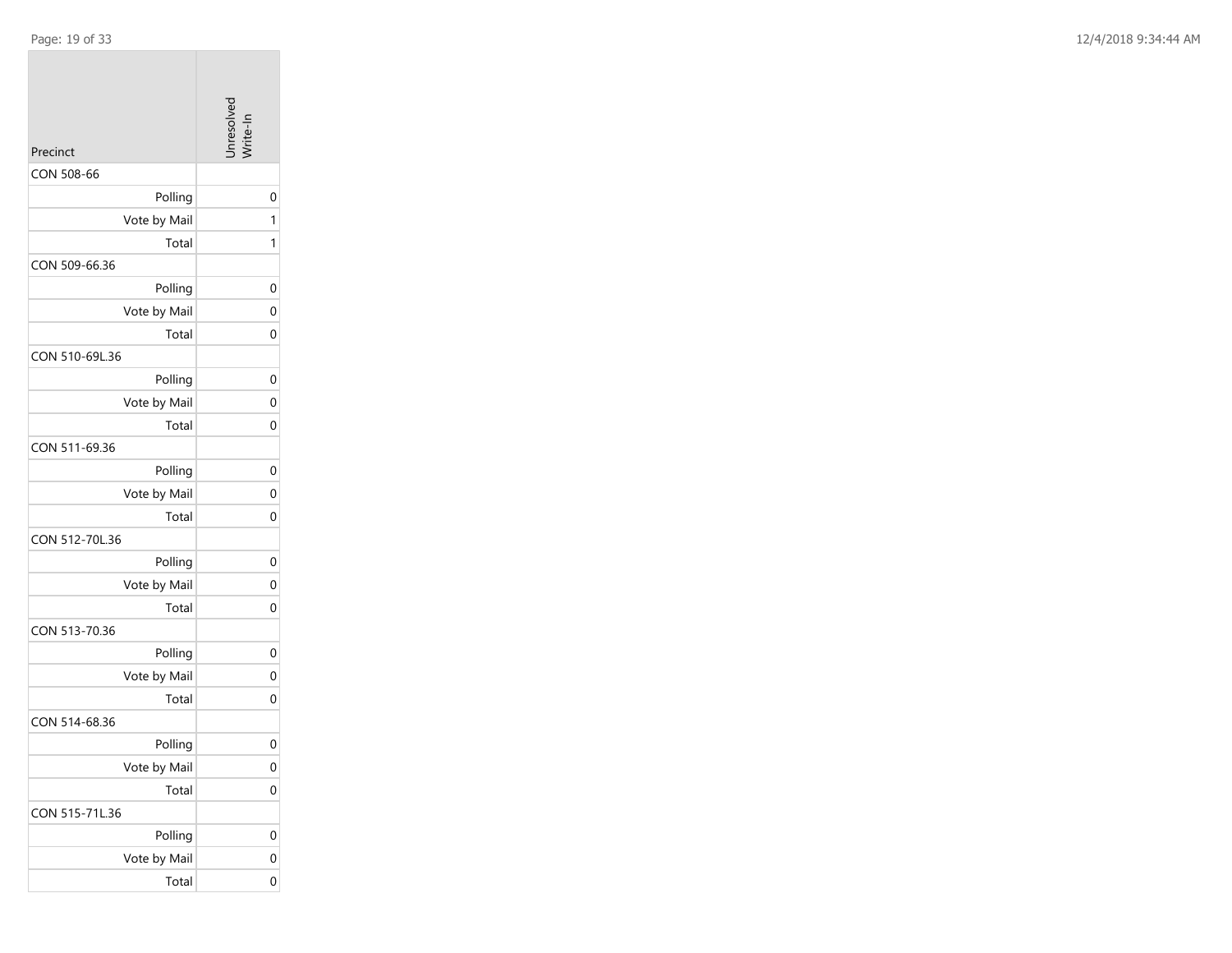| Precinct | Unresolved Write-In |
| --- | --- |
| CON 508-66 | |
| Polling | 0 |
| Vote by Mail | 1 |
| Total | 1 |
| CON 509-66.36 | |
| Polling | 0 |
| Vote by Mail | 0 |
| Total | 0 |
| CON 510-69L.36 | |
| Polling | 0 |
| Vote by Mail | 0 |
| Total | 0 |
| CON 511-69.36 | |
| Polling | 0 |
| Vote by Mail | 0 |
| Total | 0 |
| CON 512-70L.36 | |
| Polling | 0 |
| Vote by Mail | 0 |
| Total | 0 |
| CON 513-70.36 | |
| Polling | 0 |
| Vote by Mail | 0 |
| Total | 0 |
| CON 514-68.36 | |
| Polling | 0 |
| Vote by Mail | 0 |
| Total | 0 |
| CON 515-71L.36 | |
| Polling | 0 |
| Vote by Mail | 0 |
| Total | 0 |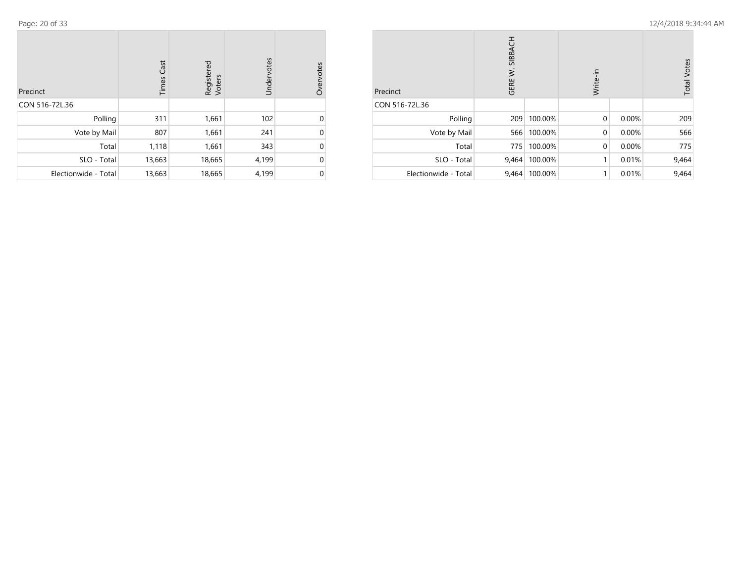| Precinct | Times Cast | Registered Voters | Undervotes | Overvotes |
|---|---|---|---|---|
| CON 516-72L.36 | | | | |
| Polling | 311 | 1,661 | 102 | 0 |
| Vote by Mail | 807 | 1,661 | 241 | 0 |
| Total | 1,118 | 1,661 | 343 | 0 |
| SLO - Total | 13,663 | 18,665 | 4,199 | 0 |
| Electionwide - Total | 13,663 | 18,665 | 4,199 | 0 |

| Precinct | GERE W. SIBBACH | | Write-in | | Total Votes |
|---|---|---|---|---|---|
| CON 516-72L.36 | | | | | |
| Polling | 209 | 100.00% | 0 | 0.00% | 209 |
| Vote by Mail | 566 | 100.00% | 0 | 0.00% | 566 |
| Total | 775 | 100.00% | 0 | 0.00% | 775 |
| SLO - Total | 9,464 | 100.00% | 1 | 0.01% | 9,464 |
| Electionwide - Total | 9,464 | 100.00% | 1 | 0.01% | 9,464 |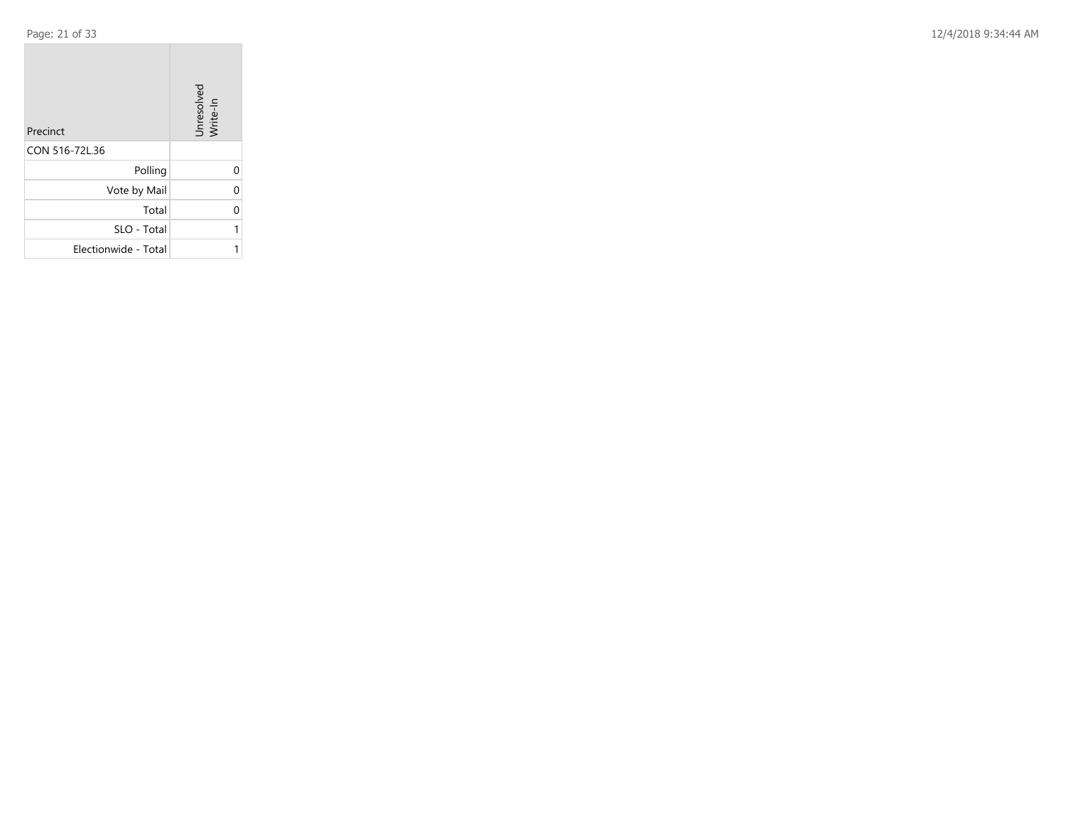| Precinct | Unresolved Write-In |
| --- | --- |
| CON 516-72L.36 | |
| Polling | 0 |
| Vote by Mail | 0 |
| Total | 0 |
| SLO - Total | 1 |
| Electionwide - Total | 1 |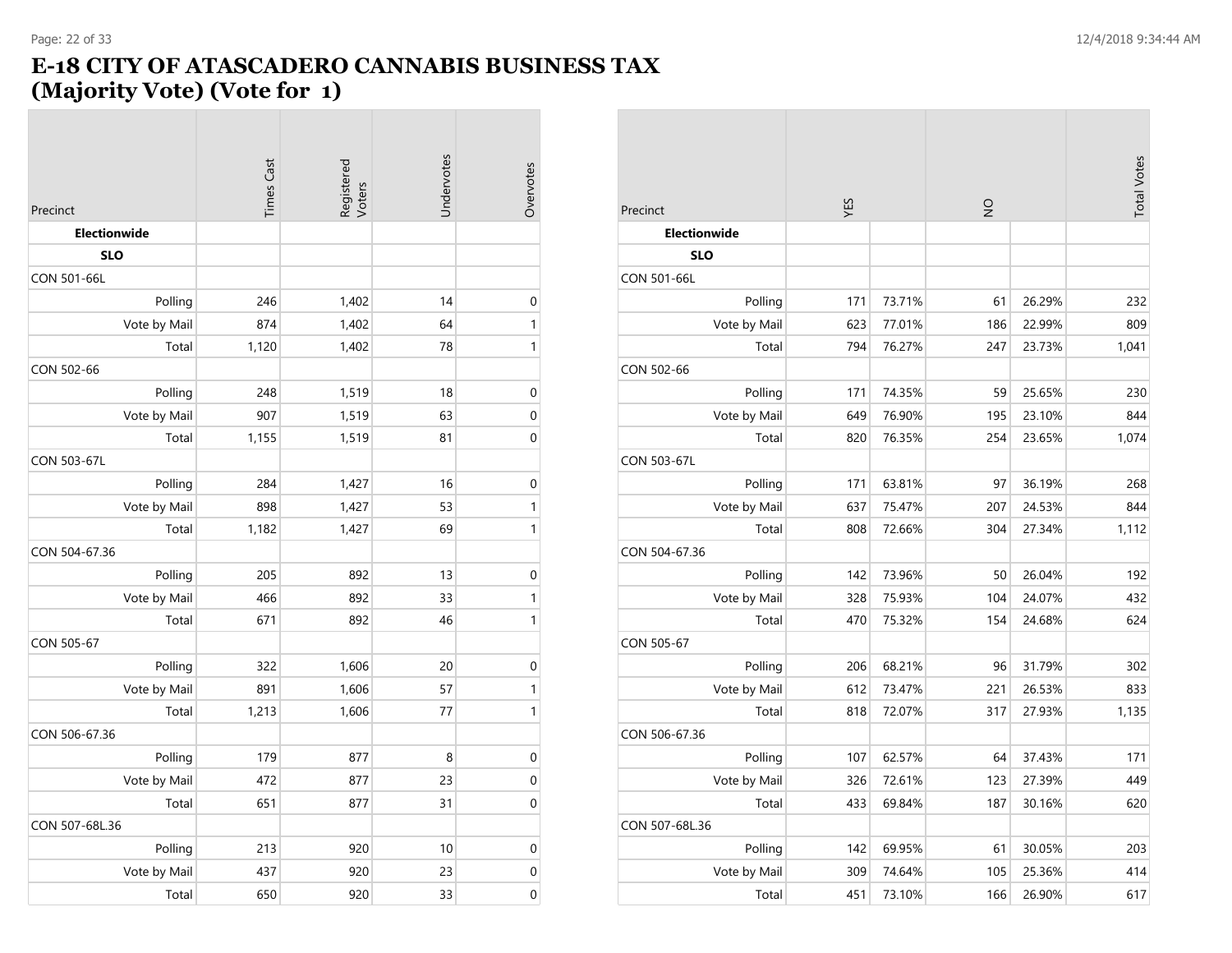# E-18 CITY OF ATASCADERO CANNABIS BUSINESS TAX (Majority Vote) (Vote for 1)

| Precinct | Times Cast | Registered Voters | Undervotes | Overvotes |
|---|---|---|---|---|
| **Electionwide** | | | | |
| **SLO** | | | | |
| CON 501-66L | | | | |
| Polling | 246 | 1,402 | 14 | 0 |
| Vote by Mail | 874 | 1,402 | 64 | 1 |
| Total | 1,120 | 1,402 | 78 | 1 |
| CON 502-66 | | | | |
| Polling | 248 | 1,519 | 18 | 0 |
| Vote by Mail | 907 | 1,519 | 63 | 0 |
| Total | 1,155 | 1,519 | 81 | 0 |
| CON 503-67L | | | | |
| Polling | 284 | 1,427 | 16 | 0 |
| Vote by Mail | 898 | 1,427 | 53 | 1 |
| Total | 1,182 | 1,427 | 69 | 1 |
| CON 504-67.36 | | | | |
| Polling | 205 | 892 | 13 | 0 |
| Vote by Mail | 466 | 892 | 33 | 1 |
| Total | 671 | 892 | 46 | 1 |
| CON 505-67 | | | | |
| Polling | 322 | 1,606 | 20 | 0 |
| Vote by Mail | 891 | 1,606 | 57 | 1 |
| Total | 1,213 | 1,606 | 77 | 1 |
| CON 506-67.36 | | | | |
| Polling | 179 | 877 | 8 | 0 |
| Vote by Mail | 472 | 877 | 23 | 0 |
| Total | 651 | 877 | 31 | 0 |
| CON 507-68L.36 | | | | |
| Polling | 213 | 920 | 10 | 0 |
| Vote by Mail | 437 | 920 | 23 | 0 |
| Total | 650 | 920 | 33 | 0 |

| Precinct | YES | | NO | | Total Votes |
|---|---|---|---|---|---|
| **Electionwide** | | | | | |
| **SLO** | | | | | |
| CON 501-66L | | | | | |
| Polling | 171 | 73.71% | 61 | 26.29% | 232 |
| Vote by Mail | 623 | 77.01% | 186 | 22.99% | 809 |
| Total | 794 | 76.27% | 247 | 23.73% | 1,041 |
| CON 502-66 | | | | | |
| Polling | 171 | 74.35% | 59 | 25.65% | 230 |
| Vote by Mail | 649 | 76.90% | 195 | 23.10% | 844 |
| Total | 820 | 76.35% | 254 | 23.65% | 1,074 |
| CON 503-67L | | | | | |
| Polling | 171 | 63.81% | 97 | 36.19% | 268 |
| Vote by Mail | 637 | 75.47% | 207 | 24.53% | 844 |
| Total | 808 | 72.66% | 304 | 27.34% | 1,112 |
| CON 504-67.36 | | | | | |
| Polling | 142 | 73.96% | 50 | 26.04% | 192 |
| Vote by Mail | 328 | 75.93% | 104 | 24.07% | 432 |
| Total | 470 | 75.32% | 154 | 24.68% | 624 |
| CON 505-67 | | | | | |
| Polling | 206 | 68.21% | 96 | 31.79% | 302 |
| Vote by Mail | 612 | 73.47% | 221 | 26.53% | 833 |
| Total | 818 | 72.07% | 317 | 27.93% | 1,135 |
| CON 506-67.36 | | | | | |
| Polling | 107 | 62.57% | 64 | 37.43% | 171 |
| Vote by Mail | 326 | 72.61% | 123 | 27.39% | 449 |
| Total | 433 | 69.84% | 187 | 30.16% | 620 |
| CON 507-68L.36 | | | | | |
| Polling | 142 | 69.95% | 61 | 30.05% | 203 |
| Vote by Mail | 309 | 74.64% | 105 | 25.36% | 414 |
| Total | 451 | 73.10% | 166 | 26.90% | 617 |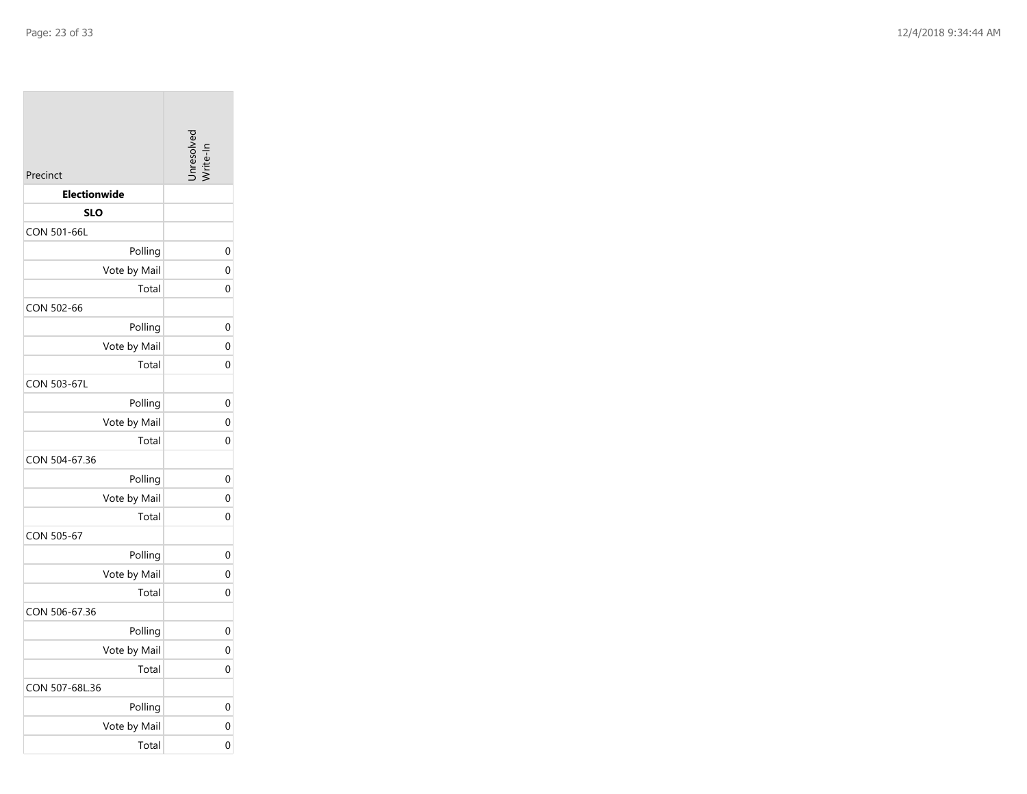| Precinct | Unresolved Write-In |
|---|---|
| **Electionwide** | |
| **SLO** | |
| CON 501-66L | |
| Polling | 0 |
| Vote by Mail | 0 |
| Total | 0 |
| CON 502-66 | |
| Polling | 0 |
| Vote by Mail | 0 |
| Total | 0 |
| CON 503-67L | |
| Polling | 0 |
| Vote by Mail | 0 |
| Total | 0 |
| CON 504-67.36 | |
| Polling | 0 |
| Vote by Mail | 0 |
| Total | 0 |
| CON 505-67 | |
| Polling | 0 |
| Vote by Mail | 0 |
| Total | 0 |
| CON 506-67.36 | |
| Polling | 0 |
| Vote by Mail | 0 |
| Total | 0 |
| CON 507-68L.36 | |
| Polling | 0 |
| Vote by Mail | 0 |
| Total | 0 |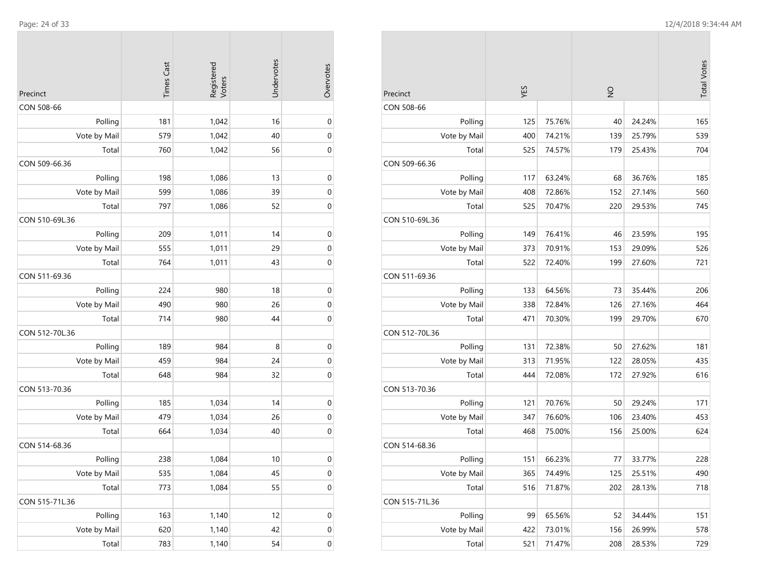| Precinct | Times Cast | Registered Voters | Undervotes | Overvotes |
|---|---|---|---|---|
| CON 508-66 | | | | |
| Polling | 181 | 1,042 | 16 | 0 |
| Vote by Mail | 579 | 1,042 | 40 | 0 |
| Total | 760 | 1,042 | 56 | 0 |
| CON 509-66.36 | | | | |
| Polling | 198 | 1,086 | 13 | 0 |
| Vote by Mail | 599 | 1,086 | 39 | 0 |
| Total | 797 | 1,086 | 52 | 0 |
| CON 510-69L.36 | | | | |
| Polling | 209 | 1,011 | 14 | 0 |
| Vote by Mail | 555 | 1,011 | 29 | 0 |
| Total | 764 | 1,011 | 43 | 0 |
| CON 511-69.36 | | | | |
| Polling | 224 | 980 | 18 | 0 |
| Vote by Mail | 490 | 980 | 26 | 0 |
| Total | 714 | 980 | 44 | 0 |
| CON 512-70L.36 | | | | |
| Polling | 189 | 984 | 8 | 0 |
| Vote by Mail | 459 | 984 | 24 | 0 |
| Total | 648 | 984 | 32 | 0 |
| CON 513-70.36 | | | | |
| Polling | 185 | 1,034 | 14 | 0 |
| Vote by Mail | 479 | 1,034 | 26 | 0 |
| Total | 664 | 1,034 | 40 | 0 |
| CON 514-68.36 | | | | |
| Polling | 238 | 1,084 | 10 | 0 |
| Vote by Mail | 535 | 1,084 | 45 | 0 |
| Total | 773 | 1,084 | 55 | 0 |
| CON 515-71L.36 | | | | |
| Polling | 163 | 1,140 | 12 | 0 |
| Vote by Mail | 620 | 1,140 | 42 | 0 |
| Total | 783 | 1,140 | 54 | 0 |

| Precinct | YES | | NO | | Total Votes |
|---|---|---|---|---|---|
| CON 508-66 | | | | | |
| Polling | 125 | 75.76% | 40 | 24.24% | 165 |
| Vote by Mail | 400 | 74.21% | 139 | 25.79% | 539 |
| Total | 525 | 74.57% | 179 | 25.43% | 704 |
| CON 509-66.36 | | | | | |
| Polling | 117 | 63.24% | 68 | 36.76% | 185 |
| Vote by Mail | 408 | 72.86% | 152 | 27.14% | 560 |
| Total | 525 | 70.47% | 220 | 29.53% | 745 |
| CON 510-69L.36 | | | | | |
| Polling | 149 | 76.41% | 46 | 23.59% | 195 |
| Vote by Mail | 373 | 70.91% | 153 | 29.09% | 526 |
| Total | 522 | 72.40% | 199 | 27.60% | 721 |
| CON 511-69.36 | | | | | |
| Polling | 133 | 64.56% | 73 | 35.44% | 206 |
| Vote by Mail | 338 | 72.84% | 126 | 27.16% | 464 |
| Total | 471 | 70.30% | 199 | 29.70% | 670 |
| CON 512-70L.36 | | | | | |
| Polling | 131 | 72.38% | 50 | 27.62% | 181 |
| Vote by Mail | 313 | 71.95% | 122 | 28.05% | 435 |
| Total | 444 | 72.08% | 172 | 27.92% | 616 |
| CON 513-70.36 | | | | | |
| Polling | 121 | 70.76% | 50 | 29.24% | 171 |
| Vote by Mail | 347 | 76.60% | 106 | 23.40% | 453 |
| Total | 468 | 75.00% | 156 | 25.00% | 624 |
| CON 514-68.36 | | | | | |
| Polling | 151 | 66.23% | 77 | 33.77% | 228 |
| Vote by Mail | 365 | 74.49% | 125 | 25.51% | 490 |
| Total | 516 | 71.87% | 202 | 28.13% | 718 |
| CON 515-71L.36 | | | | | |
| Polling | 99 | 65.56% | 52 | 34.44% | 151 |
| Vote by Mail | 422 | 73.01% | 156 | 26.99% | 578 |
| Total | 521 | 71.47% | 208 | 28.53% | 729 |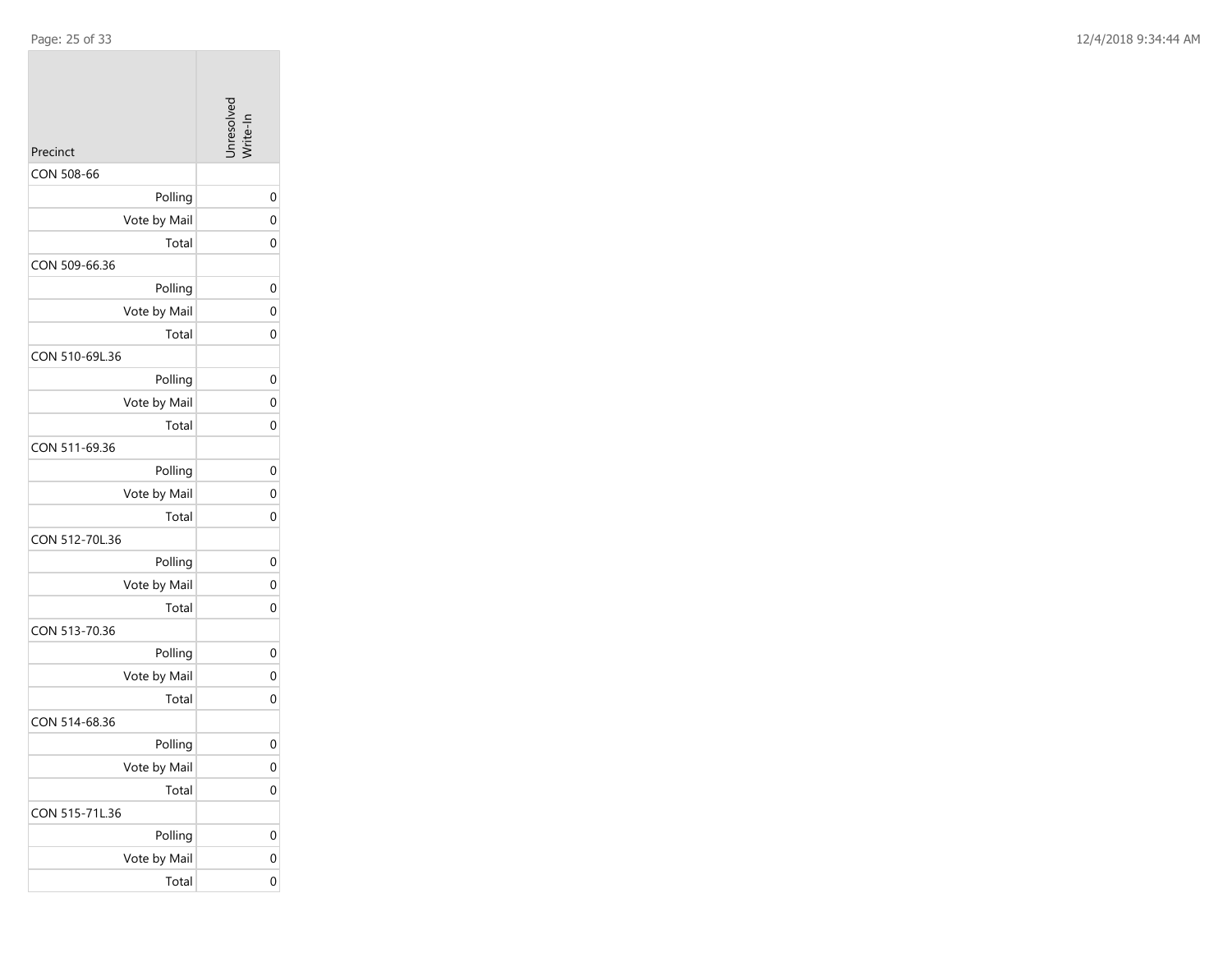| Precinct | Unresolved Write-In |
|---|---|
| CON 508-66 | |
| Polling | 0 |
| Vote by Mail | 0 |
| Total | 0 |
| CON 509-66.36 | |
| Polling | 0 |
| Vote by Mail | 0 |
| Total | 0 |
| CON 510-69L.36 | |
| Polling | 0 |
| Vote by Mail | 0 |
| Total | 0 |
| CON 511-69.36 | |
| Polling | 0 |
| Vote by Mail | 0 |
| Total | 0 |
| CON 512-70L.36 | |
| Polling | 0 |
| Vote by Mail | 0 |
| Total | 0 |
| CON 513-70.36 | |
| Polling | 0 |
| Vote by Mail | 0 |
| Total | 0 |
| CON 514-68.36 | |
| Polling | 0 |
| Vote by Mail | 0 |
| Total | 0 |
| CON 515-71L.36 | |
| Polling | 0 |
| Vote by Mail | 0 |
| Total | 0 |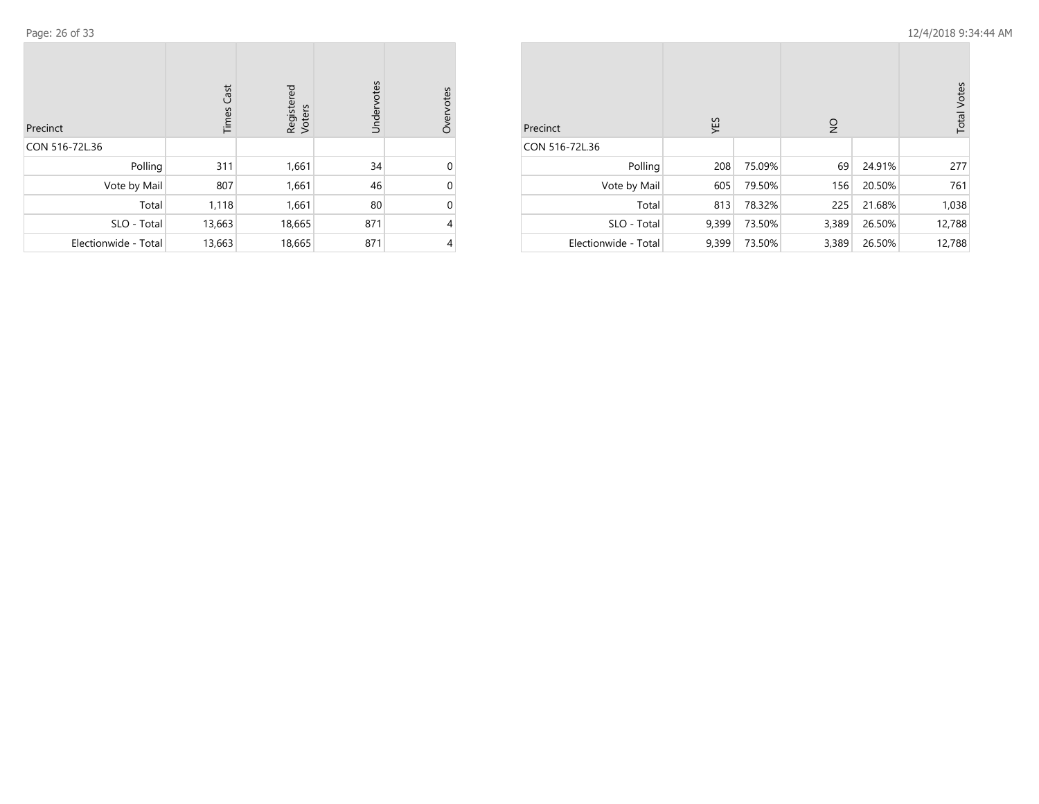| Precinct | Times Cast | Registered Voters | Undervotes | Overvotes |
|---|---|---|---|---|
| CON 516-72L.36 | | | | |
| Polling | 311 | 1,661 | 34 | 0 |
| Vote by Mail | 807 | 1,661 | 46 | 0 |
| Total | 1,118 | 1,661 | 80 | 0 |
| SLO - Total | 13,663 | 18,665 | 871 | 4 |
| Electionwide - Total | 13,663 | 18,665 | 871 | 4 |

| Precinct | YES | | NO | | Total Votes |
|---|---|---|---|---|---|
| CON 516-72L.36 | | | | | |
| Polling | 208 | 75.09% | 69 | 24.91% | 277 |
| Vote by Mail | 605 | 79.50% | 156 | 20.50% | 761 |
| Total | 813 | 78.32% | 225 | 21.68% | 1,038 |
| SLO - Total | 9,399 | 73.50% | 3,389 | 26.50% | 12,788 |
| Electionwide - Total | 9,399 | 73.50% | 3,389 | 26.50% | 12,788 |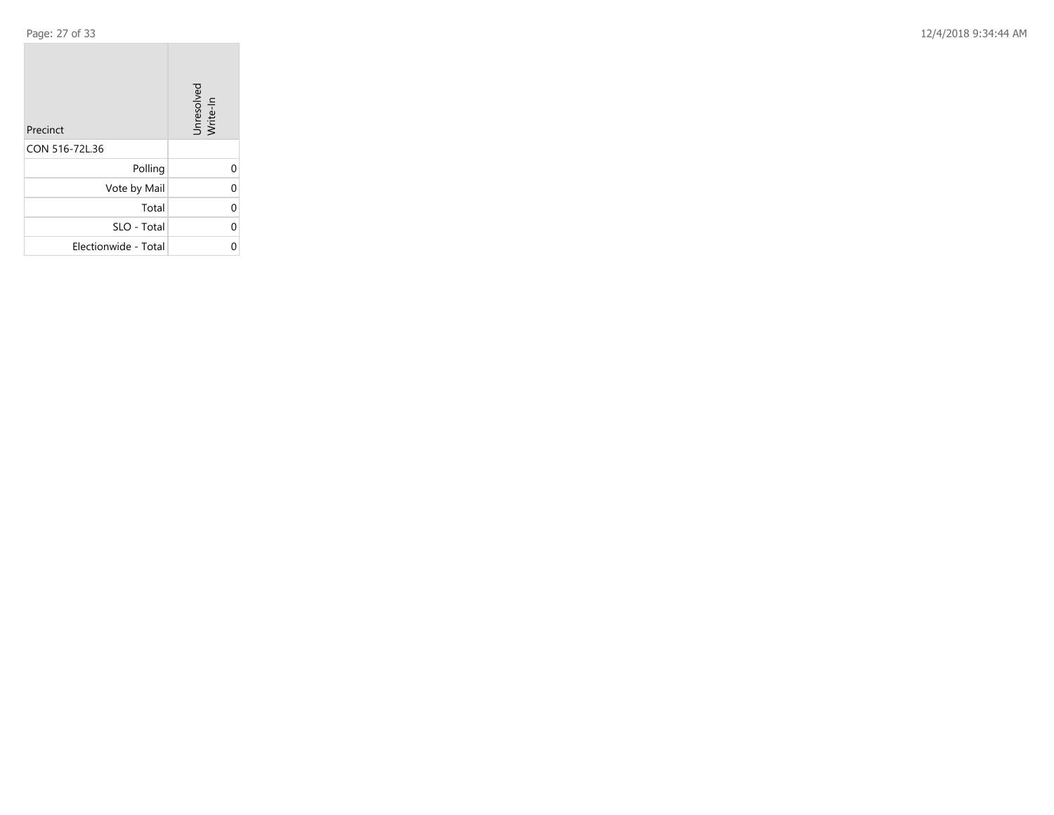| Precinct | Unresolved Write-In |
| --- | --- |
| CON 516-72L.36 | |
| Polling | 0 |
| Vote by Mail | 0 |
| Total | 0 |
| SLO - Total | 0 |
| Electionwide - Total | 0 |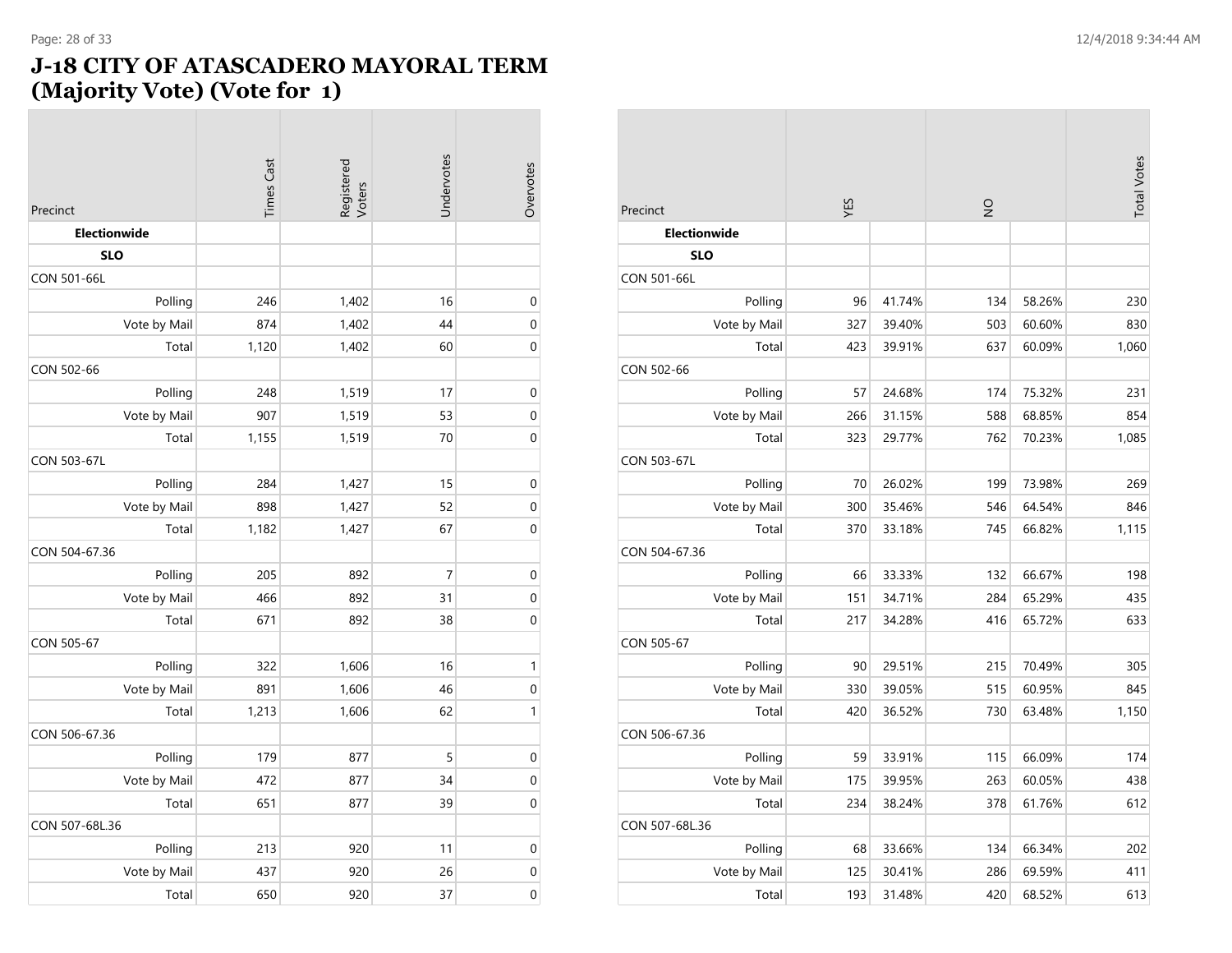# J-18 CITY OF ATASCADERO MAYORAL TERM (Majority Vote) (Vote for 1)

| Precinct | Times Cast | Registered Voters | Undervotes | Overvotes |
|---|---|---|---|---|
| **Electionwide** | | | | |
| **SLO** | | | | |
| CON 501-66L | | | | |
| Polling | 246 | 1,402 | 16 | 0 |
| Vote by Mail | 874 | 1,402 | 44 | 0 |
| Total | 1,120 | 1,402 | 60 | 0 |
| CON 502-66 | | | | |
| Polling | 248 | 1,519 | 17 | 0 |
| Vote by Mail | 907 | 1,519 | 53 | 0 |
| Total | 1,155 | 1,519 | 70 | 0 |
| CON 503-67L | | | | |
| Polling | 284 | 1,427 | 15 | 0 |
| Vote by Mail | 898 | 1,427 | 52 | 0 |
| Total | 1,182 | 1,427 | 67 | 0 |
| CON 504-67.36 | | | | |
| Polling | 205 | 892 | 7 | 0 |
| Vote by Mail | 466 | 892 | 31 | 0 |
| Total | 671 | 892 | 38 | 0 |
| CON 505-67 | | | | |
| Polling | 322 | 1,606 | 16 | 1 |
| Vote by Mail | 891 | 1,606 | 46 | 0 |
| Total | 1,213 | 1,606 | 62 | 1 |
| CON 506-67.36 | | | | |
| Polling | 179 | 877 | 5 | 0 |
| Vote by Mail | 472 | 877 | 34 | 0 |
| Total | 651 | 877 | 39 | 0 |
| CON 507-68L.36 | | | | |
| Polling | 213 | 920 | 11 | 0 |
| Vote by Mail | 437 | 920 | 26 | 0 |
| Total | 650 | 920 | 37 | 0 |

| Precinct | YES | | NO | | Total Votes |
|---|---|---|---|---|---|
| **Electionwide** | | | | | |
| **SLO** | | | | | |
| CON 501-66L | | | | | |
| Polling | 96 | 41.74% | 134 | 58.26% | 230 |
| Vote by Mail | 327 | 39.40% | 503 | 60.60% | 830 |
| Total | 423 | 39.91% | 637 | 60.09% | 1,060 |
| CON 502-66 | | | | | |
| Polling | 57 | 24.68% | 174 | 75.32% | 231 |
| Vote by Mail | 266 | 31.15% | 588 | 68.85% | 854 |
| Total | 323 | 29.77% | 762 | 70.23% | 1,085 |
| CON 503-67L | | | | | |
| Polling | 70 | 26.02% | 199 | 73.98% | 269 |
| Vote by Mail | 300 | 35.46% | 546 | 64.54% | 846 |
| Total | 370 | 33.18% | 745 | 66.82% | 1,115 |
| CON 504-67.36 | | | | | |
| Polling | 66 | 33.33% | 132 | 66.67% | 198 |
| Vote by Mail | 151 | 34.71% | 284 | 65.29% | 435 |
| Total | 217 | 34.28% | 416 | 65.72% | 633 |
| CON 505-67 | | | | | |
| Polling | 90 | 29.51% | 215 | 70.49% | 305 |
| Vote by Mail | 330 | 39.05% | 515 | 60.95% | 845 |
| Total | 420 | 36.52% | 730 | 63.48% | 1,150 |
| CON 506-67.36 | | | | | |
| Polling | 59 | 33.91% | 115 | 66.09% | 174 |
| Vote by Mail | 175 | 39.95% | 263 | 60.05% | 438 |
| Total | 234 | 38.24% | 378 | 61.76% | 612 |
| CON 507-68L.36 | | | | | |
| Polling | 68 | 33.66% | 134 | 66.34% | 202 |
| Vote by Mail | 125 | 30.41% | 286 | 69.59% | 411 |
| Total | 193 | 31.48% | 420 | 68.52% | 613 |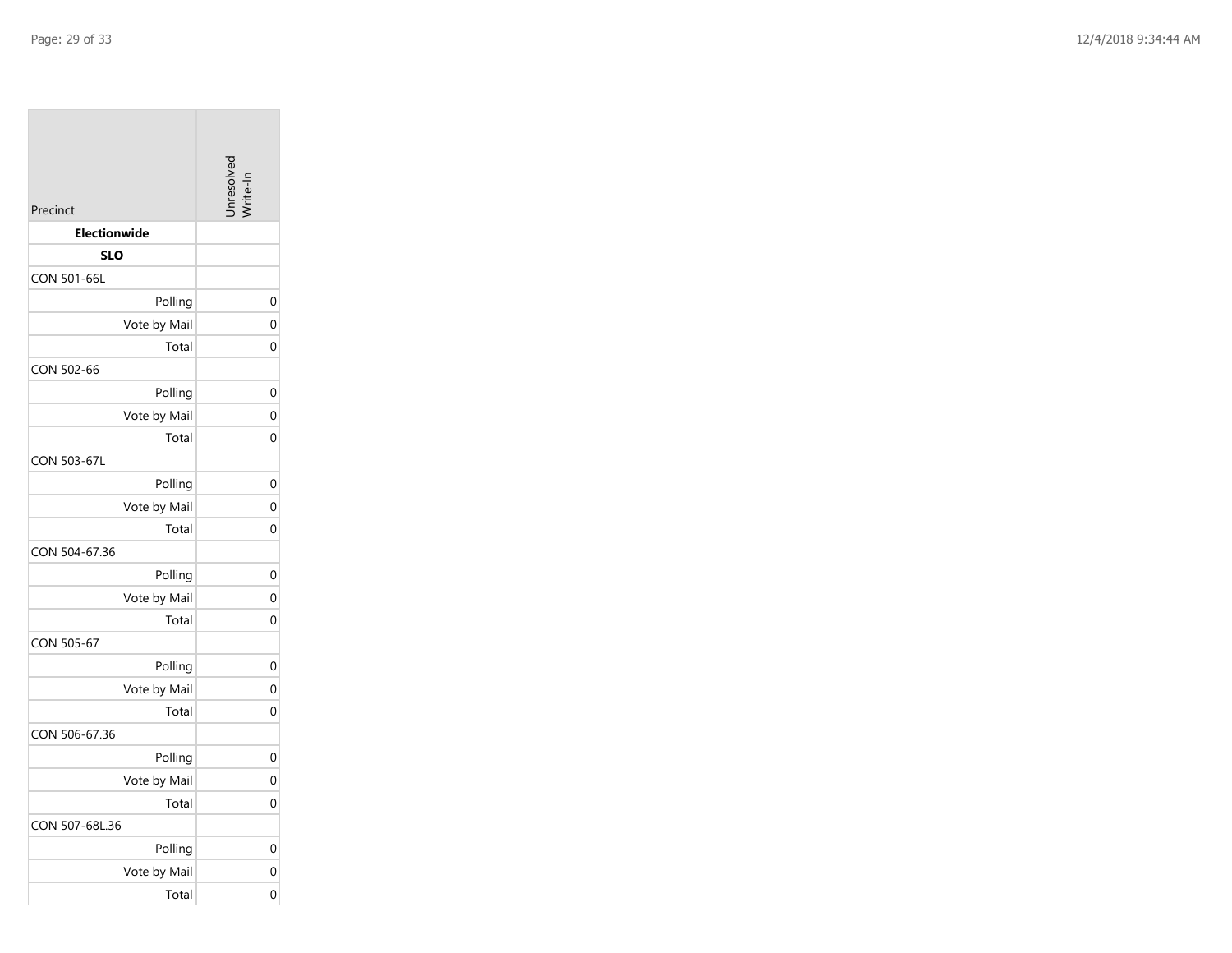| Precinct | Unresolved Write-In |
|---|---|
| **Electionwide** | |
| **SLO** | |
| CON 501-66L | |
| Polling | 0 |
| Vote by Mail | 0 |
| Total | 0 |
| CON 502-66 | |
| Polling | 0 |
| Vote by Mail | 0 |
| Total | 0 |
| CON 503-67L | |
| Polling | 0 |
| Vote by Mail | 0 |
| Total | 0 |
| CON 504-67.36 | |
| Polling | 0 |
| Vote by Mail | 0 |
| Total | 0 |
| CON 505-67 | |
| Polling | 0 |
| Vote by Mail | 0 |
| Total | 0 |
| CON 506-67.36 | |
| Polling | 0 |
| Vote by Mail | 0 |
| Total | 0 |
| CON 507-68L.36 | |
| Polling | 0 |
| Vote by Mail | 0 |
| Total | 0 |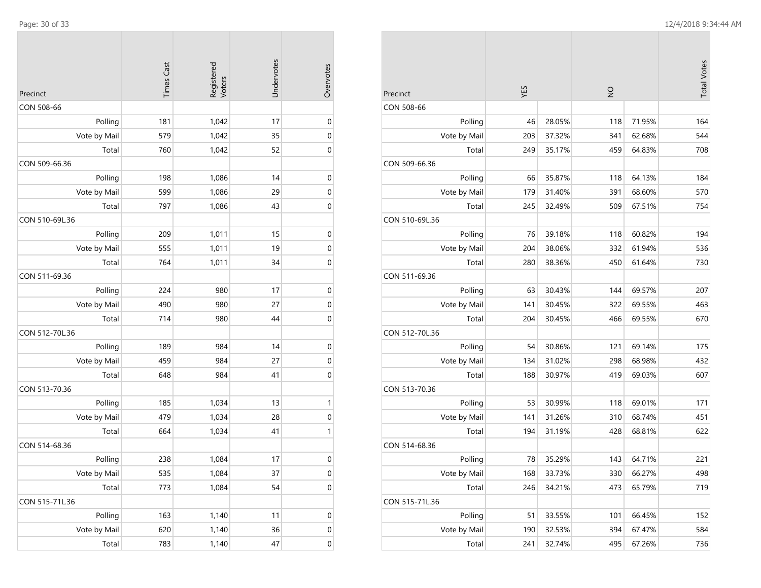| Precinct | Times Cast | Registered Voters | Undervotes | Overvotes |
|---|---|---|---|---|
| CON 508-66 | | | | |
| Polling | 181 | 1,042 | 17 | 0 |
| Vote by Mail | 579 | 1,042 | 35 | 0 |
| Total | 760 | 1,042 | 52 | 0 |
| CON 509-66.36 | | | | |
| Polling | 198 | 1,086 | 14 | 0 |
| Vote by Mail | 599 | 1,086 | 29 | 0 |
| Total | 797 | 1,086 | 43 | 0 |
| CON 510-69L.36 | | | | |
| Polling | 209 | 1,011 | 15 | 0 |
| Vote by Mail | 555 | 1,011 | 19 | 0 |
| Total | 764 | 1,011 | 34 | 0 |
| CON 511-69.36 | | | | |
| Polling | 224 | 980 | 17 | 0 |
| Vote by Mail | 490 | 980 | 27 | 0 |
| Total | 714 | 980 | 44 | 0 |
| CON 512-70L.36 | | | | |
| Polling | 189 | 984 | 14 | 0 |
| Vote by Mail | 459 | 984 | 27 | 0 |
| Total | 648 | 984 | 41 | 0 |
| CON 513-70.36 | | | | |
| Polling | 185 | 1,034 | 13 | 1 |
| Vote by Mail | 479 | 1,034 | 28 | 0 |
| Total | 664 | 1,034 | 41 | 1 |
| CON 514-68.36 | | | | |
| Polling | 238 | 1,084 | 17 | 0 |
| Vote by Mail | 535 | 1,084 | 37 | 0 |
| Total | 773 | 1,084 | 54 | 0 |
| CON 515-71L.36 | | | | |
| Polling | 163 | 1,140 | 11 | 0 |
| Vote by Mail | 620 | 1,140 | 36 | 0 |
| Total | 783 | 1,140 | 47 | 0 |

| Precinct | YES | | NO | | Total Votes |
|---|---|---|---|---|---|
| CON 508-66 | | | | | |
| Polling | 46 | 28.05% | 118 | 71.95% | 164 |
| Vote by Mail | 203 | 37.32% | 341 | 62.68% | 544 |
| Total | 249 | 35.17% | 459 | 64.83% | 708 |
| CON 509-66.36 | | | | | |
| Polling | 66 | 35.87% | 118 | 64.13% | 184 |
| Vote by Mail | 179 | 31.40% | 391 | 68.60% | 570 |
| Total | 245 | 32.49% | 509 | 67.51% | 754 |
| CON 510-69L.36 | | | | | |
| Polling | 76 | 39.18% | 118 | 60.82% | 194 |
| Vote by Mail | 204 | 38.06% | 332 | 61.94% | 536 |
| Total | 280 | 38.36% | 450 | 61.64% | 730 |
| CON 511-69.36 | | | | | |
| Polling | 63 | 30.43% | 144 | 69.57% | 207 |
| Vote by Mail | 141 | 30.45% | 322 | 69.55% | 463 |
| Total | 204 | 30.45% | 466 | 69.55% | 670 |
| CON 512-70L.36 | | | | | |
| Polling | 54 | 30.86% | 121 | 69.14% | 175 |
| Vote by Mail | 134 | 31.02% | 298 | 68.98% | 432 |
| Total | 188 | 30.97% | 419 | 69.03% | 607 |
| CON 513-70.36 | | | | | |
| Polling | 53 | 30.99% | 118 | 69.01% | 171 |
| Vote by Mail | 141 | 31.26% | 310 | 68.74% | 451 |
| Total | 194 | 31.19% | 428 | 68.81% | 622 |
| CON 514-68.36 | | | | | |
| Polling | 78 | 35.29% | 143 | 64.71% | 221 |
| Vote by Mail | 168 | 33.73% | 330 | 66.27% | 498 |
| Total | 246 | 34.21% | 473 | 65.79% | 719 |
| CON 515-71L.36 | | | | | |
| Polling | 51 | 33.55% | 101 | 66.45% | 152 |
| Vote by Mail | 190 | 32.53% | 394 | 67.47% | 584 |
| Total | 241 | 32.74% | 495 | 67.26% | 736 |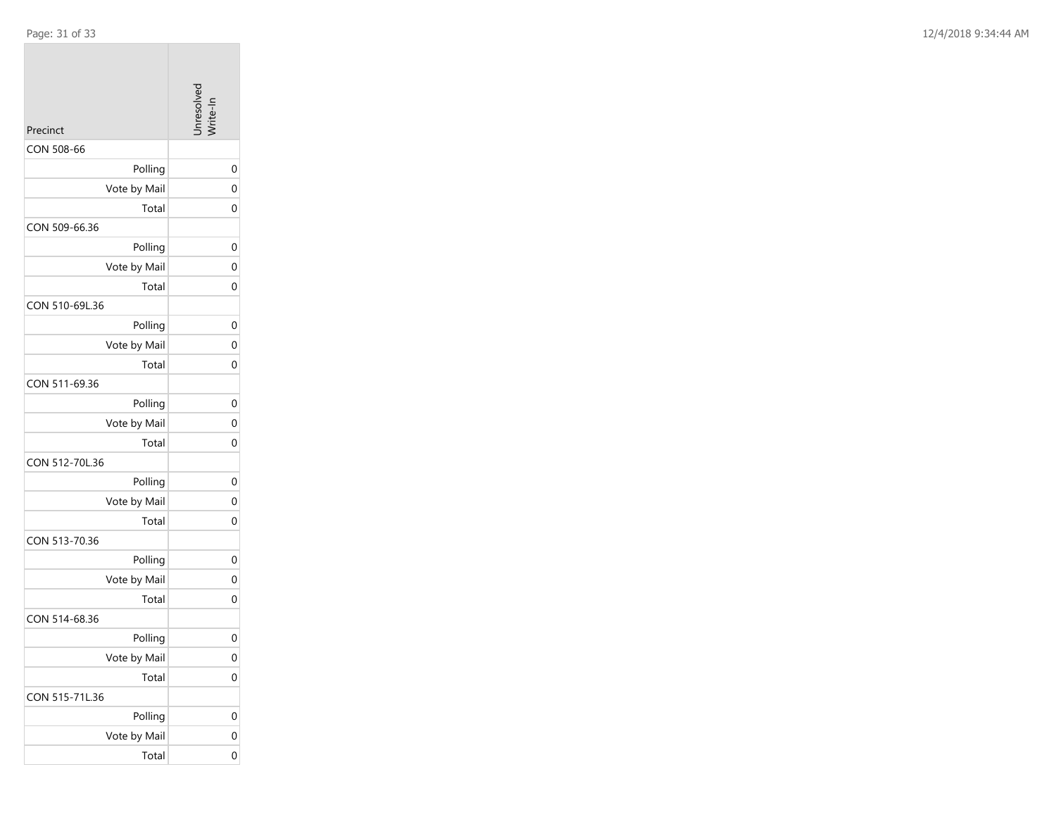| Precinct | Unresolved Write-In |
|---|---|
| CON 508-66 | |
| Polling | 0 |
| Vote by Mail | 0 |
| Total | 0 |
| CON 509-66.36 | |
| Polling | 0 |
| Vote by Mail | 0 |
| Total | 0 |
| CON 510-69L.36 | |
| Polling | 0 |
| Vote by Mail | 0 |
| Total | 0 |
| CON 511-69.36 | |
| Polling | 0 |
| Vote by Mail | 0 |
| Total | 0 |
| CON 512-70L.36 | |
| Polling | 0 |
| Vote by Mail | 0 |
| Total | 0 |
| CON 513-70.36 | |
| Polling | 0 |
| Vote by Mail | 0 |
| Total | 0 |
| CON 514-68.36 | |
| Polling | 0 |
| Vote by Mail | 0 |
| Total | 0 |
| CON 515-71L.36 | |
| Polling | 0 |
| Vote by Mail | 0 |
| Total | 0 |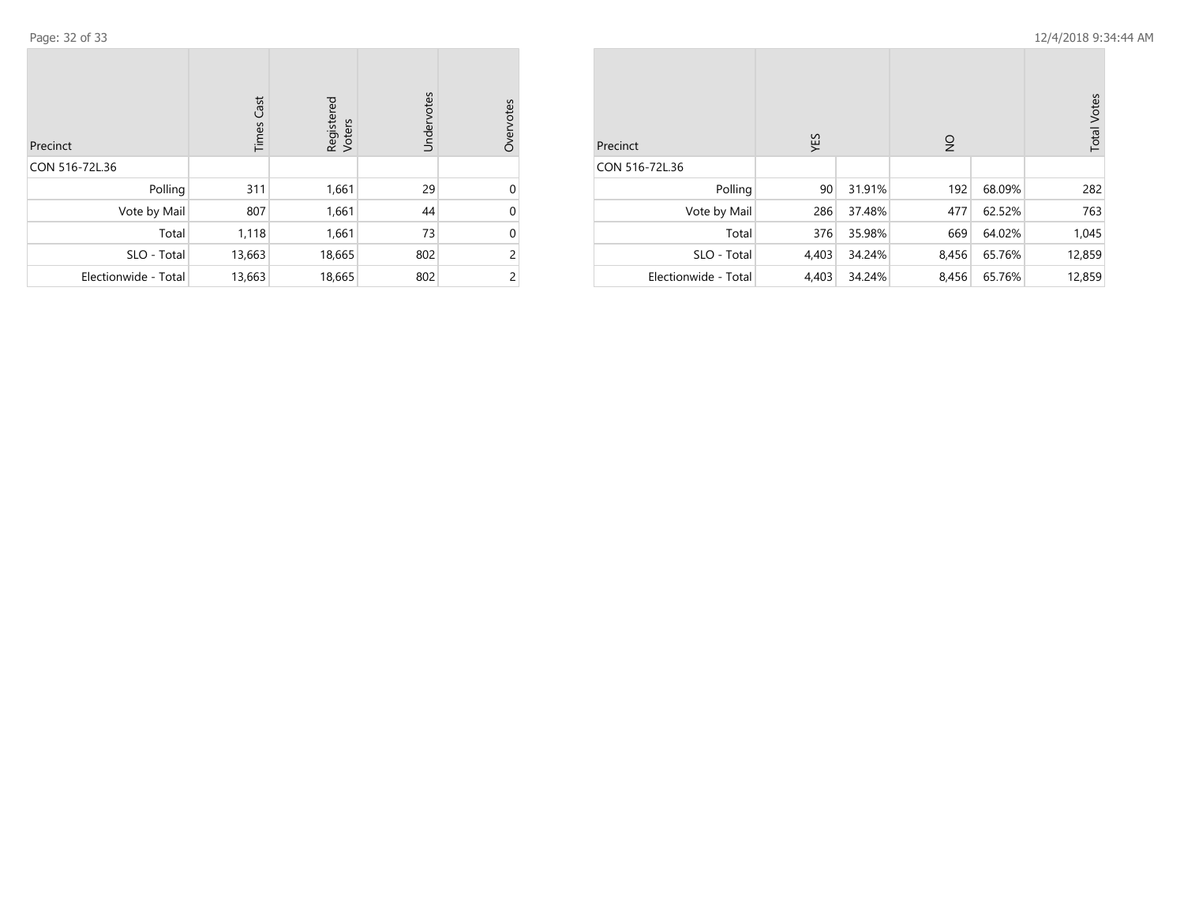| Precinct | Times Cast | Registered Voters | Undervotes | Overvotes |
|---|---|---|---|---|
| CON 516-72L.36 | | | | |
| Polling | 311 | 1,661 | 29 | 0 |
| Vote by Mail | 807 | 1,661 | 44 | 0 |
| Total | 1,118 | 1,661 | 73 | 0 |
| SLO - Total | 13,663 | 18,665 | 802 | 2 |
| Electionwide - Total | 13,663 | 18,665 | 802 | 2 |

| Precinct | YES | | NO | | Total Votes |
|---|---|---|---|---|---|
| CON 516-72L.36 | | | | | |
| Polling | 90 | 31.91% | 192 | 68.09% | 282 |
| Vote by Mail | 286 | 37.48% | 477 | 62.52% | 763 |
| Total | 376 | 35.98% | 669 | 64.02% | 1,045 |
| SLO - Total | 4,403 | 34.24% | 8,456 | 65.76% | 12,859 |
| Electionwide - Total | 4,403 | 34.24% | 8,456 | 65.76% | 12,859 |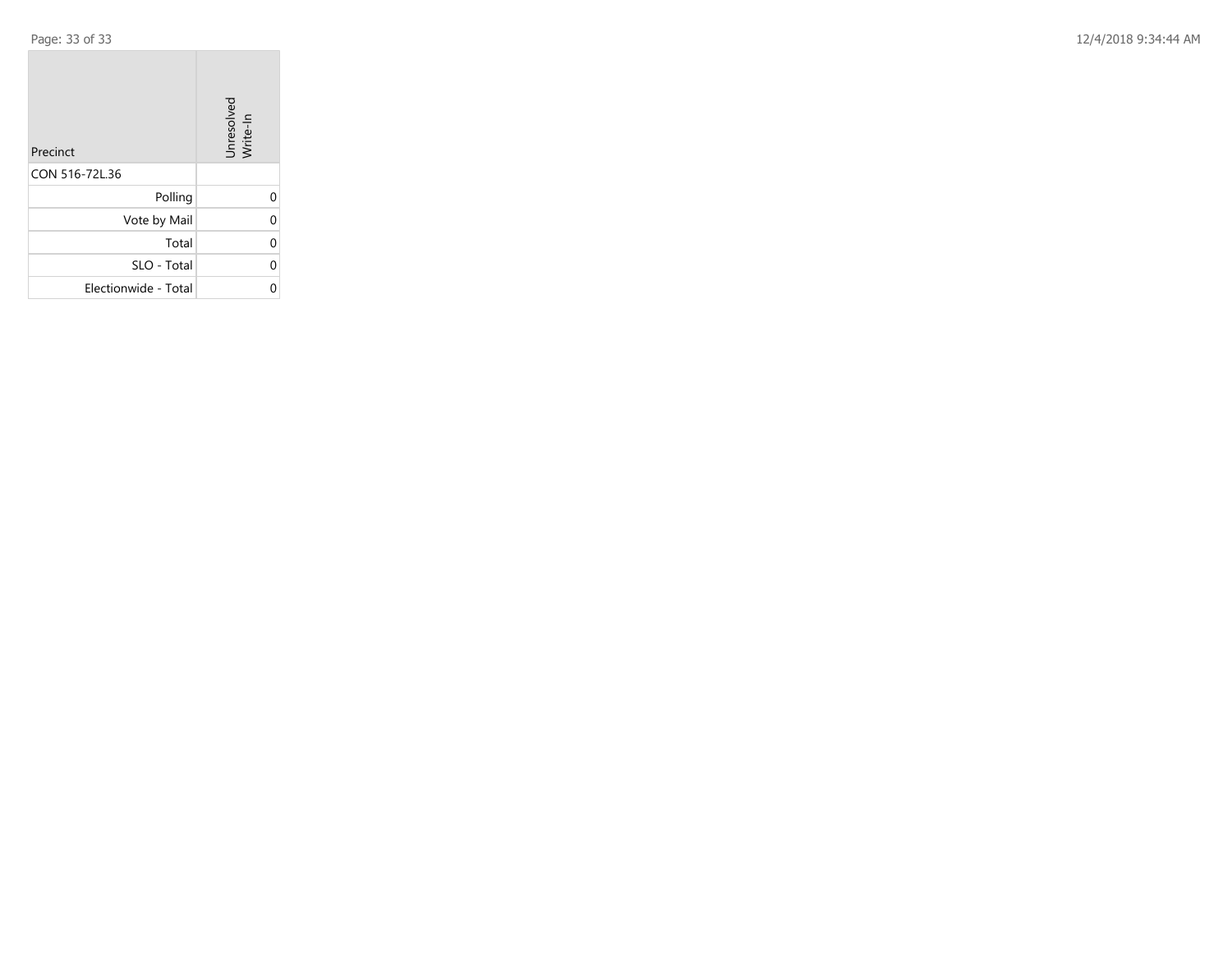| Precinct | Unresolved Write-In |
|---|---|
| CON 516-72L.36 | |
| Polling | 0 |
| Vote by Mail | 0 |
| Total | 0 |
| SLO - Total | 0 |
| Electionwide - Total | 0 |